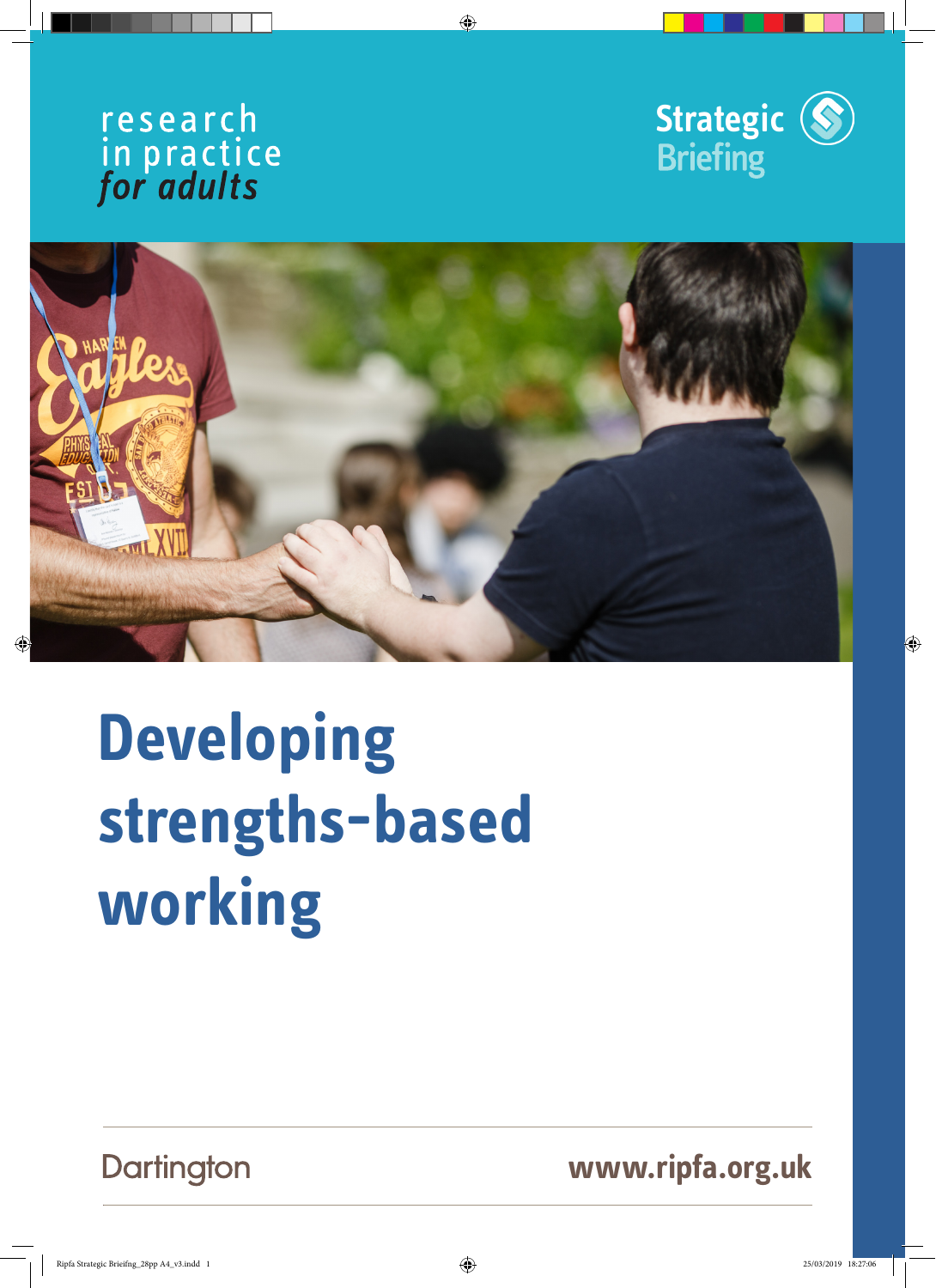research
in practice
*for adults*

**Strategic Briefing**

# Developing strengths-based working

Dartington

www.ripfa.org.uk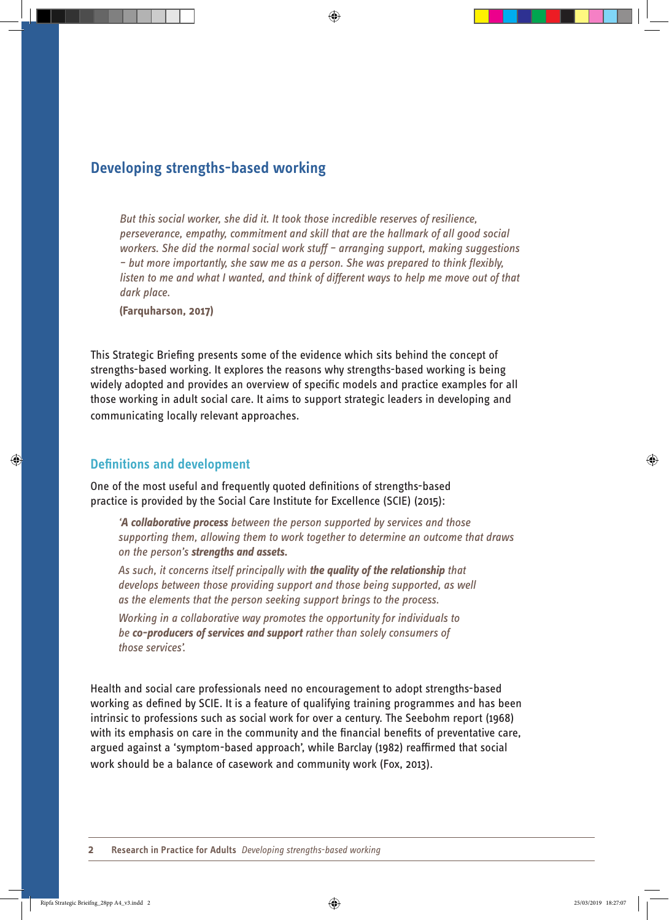## Developing strengths-based working

> *But this social worker, she did it. It took those incredible reserves of resilience, perseverance, empathy, commitment and skill that are the hallmark of all good social workers. She did the normal social work stuff – arranging support, making suggestions – but more importantly, she saw me as a person. She was prepared to think flexibly, listen to me and what I wanted, and think of different ways to help me move out of that dark place.*
>
> **(Farquharson, 2017)**

This Strategic Briefing presents some of the evidence which sits behind the concept of strengths-based working. It explores the reasons why strengths-based working is being widely adopted and provides an overview of specific models and practice examples for all those working in adult social care. It aims to support strategic leaders in developing and communicating locally relevant approaches.

### Definitions and development

One of the most useful and frequently quoted definitions of strengths-based practice is provided by the Social Care Institute for Excellence (SCIE) (2015):

> *'**A collaborative process** between the person supported by services and those supporting them, allowing them to work together to determine an outcome that draws on the person's **strengths and assets.***
>
> *As such, it concerns itself principally with **the quality of the relationship** that develops between those providing support and those being supported, as well as the elements that the person seeking support brings to the process.*
>
> *Working in a collaborative way promotes the opportunity for individuals to be **co-producers of services and support** rather than solely consumers of those services'.*

Health and social care professionals need no encouragement to adopt strengths-based working as defined by SCIE. It is a feature of qualifying training programmes and has been intrinsic to professions such as social work for over a century. The Seebohm report (1968) with its emphasis on care in the community and the financial benefits of preventative care, argued against a 'symptom-based approach', while Barclay (1982) reaffirmed that social work should be a balance of casework and community work (Fox, 2013).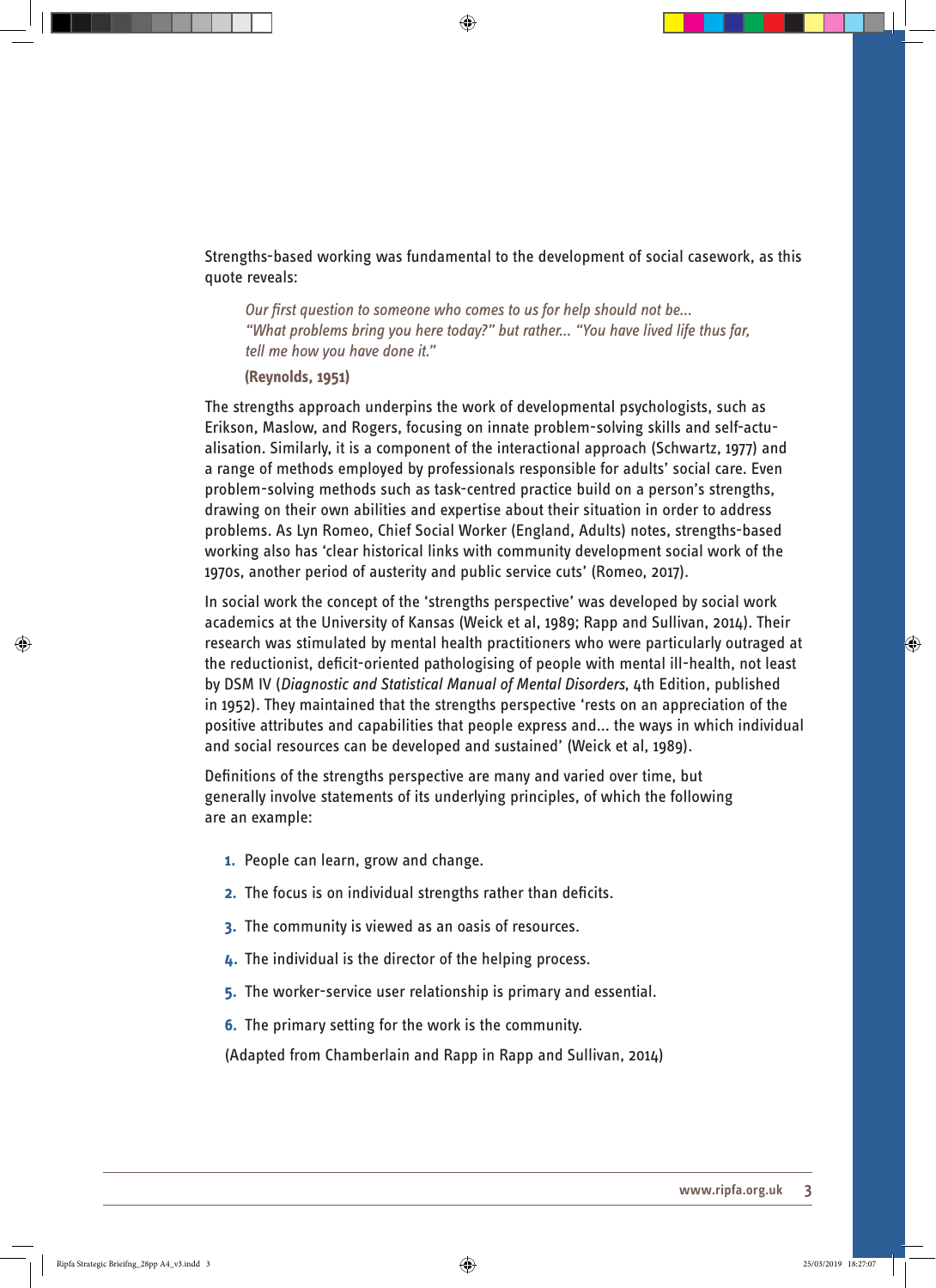Strengths-based working was fundamental to the development of social casework, as this quote reveals:

> *Our first question to someone who comes to us for help should not be... "What problems bring you here today?" but rather... "You have lived life thus far, tell me how you have done it."*
>
> **(Reynolds, 1951)**

The strengths approach underpins the work of developmental psychologists, such as Erikson, Maslow, and Rogers, focusing on innate problem-solving skills and self-actualisation. Similarly, it is a component of the interactional approach (Schwartz, 1977) and a range of methods employed by professionals responsible for adults' social care. Even problem-solving methods such as task-centred practice build on a person's strengths, drawing on their own abilities and expertise about their situation in order to address problems. As Lyn Romeo, Chief Social Worker (England, Adults) notes, strengths-based working also has 'clear historical links with community development social work of the 1970s, another period of austerity and public service cuts' (Romeo, 2017).

In social work the concept of the 'strengths perspective' was developed by social work academics at the University of Kansas (Weick et al, 1989; Rapp and Sullivan, 2014). Their research was stimulated by mental health practitioners who were particularly outraged at the reductionist, deficit-oriented pathologising of people with mental ill-health, not least by DSM IV (*Diagnostic and Statistical Manual of Mental Disorders*, 4th Edition, published in 1952). They maintained that the strengths perspective 'rests on an appreciation of the positive attributes and capabilities that people express and... the ways in which individual and social resources can be developed and sustained' (Weick et al, 1989).

Definitions of the strengths perspective are many and varied over time, but generally involve statements of its underlying principles, of which the following are an example:

1. People can learn, grow and change.
2. The focus is on individual strengths rather than deficits.
3. The community is viewed as an oasis of resources.
4. The individual is the director of the helping process.
5. The worker-service user relationship is primary and essential.
6. The primary setting for the work is the community.

(Adapted from Chamberlain and Rapp in Rapp and Sullivan, 2014)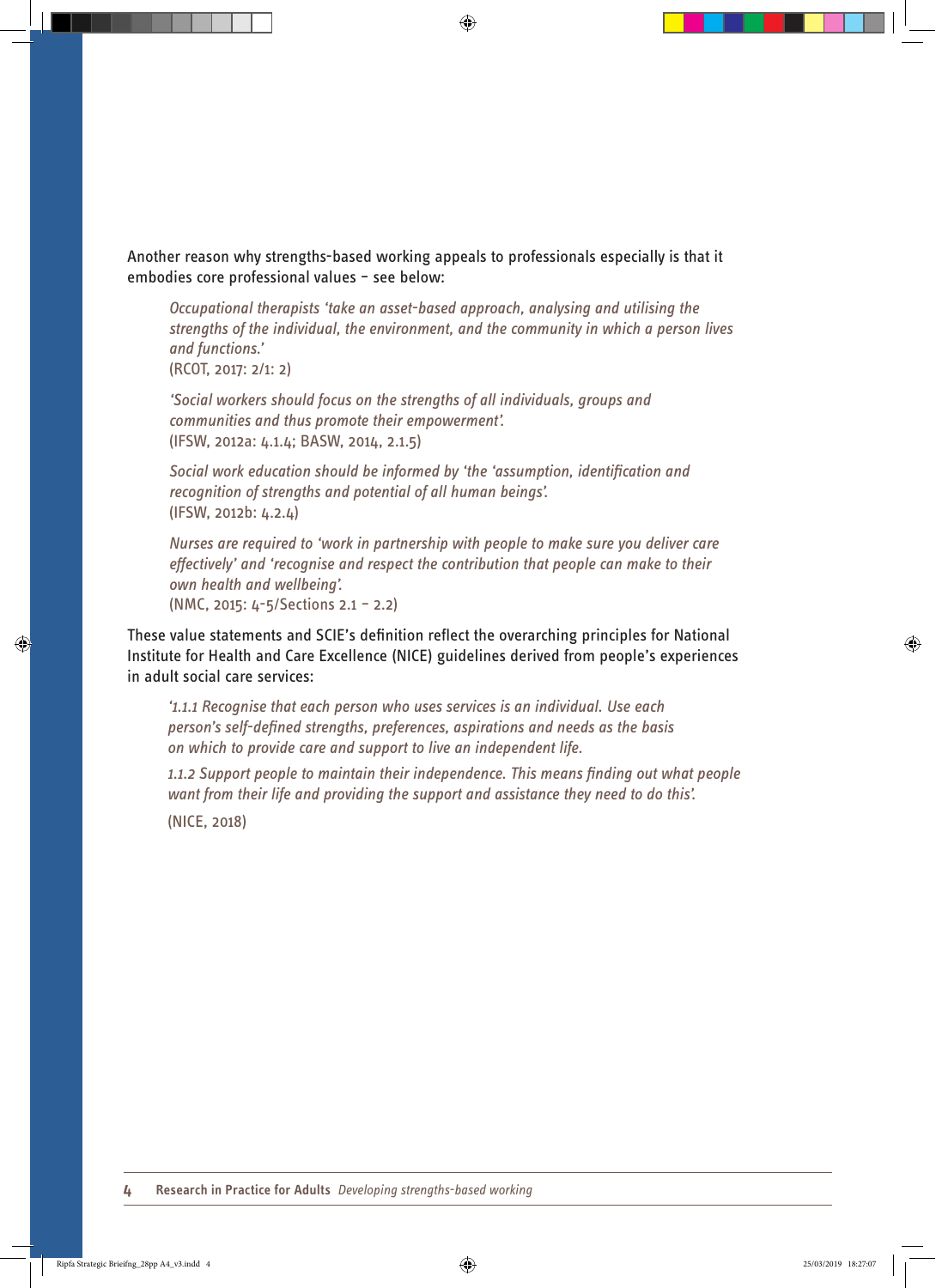Another reason why strengths-based working appeals to professionals especially is that it embodies core professional values – see below:

> *Occupational therapists 'take an asset-based approach, analysing and utilising the strengths of the individual, the environment, and the community in which a person lives and functions.'*
> (RCOT, 2017: 2/1: 2)

> *'Social workers should focus on the strengths of all individuals, groups and communities and thus promote their empowerment'.*
> (IFSW, 2012a: 4.1.4; BASW, 2014, 2.1.5)

> *Social work education should be informed by 'the 'assumption, identification and recognition of strengths and potential of all human beings'.*
> (IFSW, 2012b: 4.2.4)

> *Nurses are required to 'work in partnership with people to make sure you deliver care effectively' and 'recognise and respect the contribution that people can make to their own health and wellbeing'.*
> (NMC, 2015: 4-5/Sections 2.1 – 2.2)

These value statements and SCIE's definition reflect the overarching principles for National Institute for Health and Care Excellence (NICE) guidelines derived from people's experiences in adult social care services:

> *'1.1.1 Recognise that each person who uses services is an individual. Use each person's self-defined strengths, preferences, aspirations and needs as the basis on which to provide care and support to live an independent life.*
>
> *1.1.2 Support people to maintain their independence. This means finding out what people want from their life and providing the support and assistance they need to do this'.*
>
> (NICE, 2018)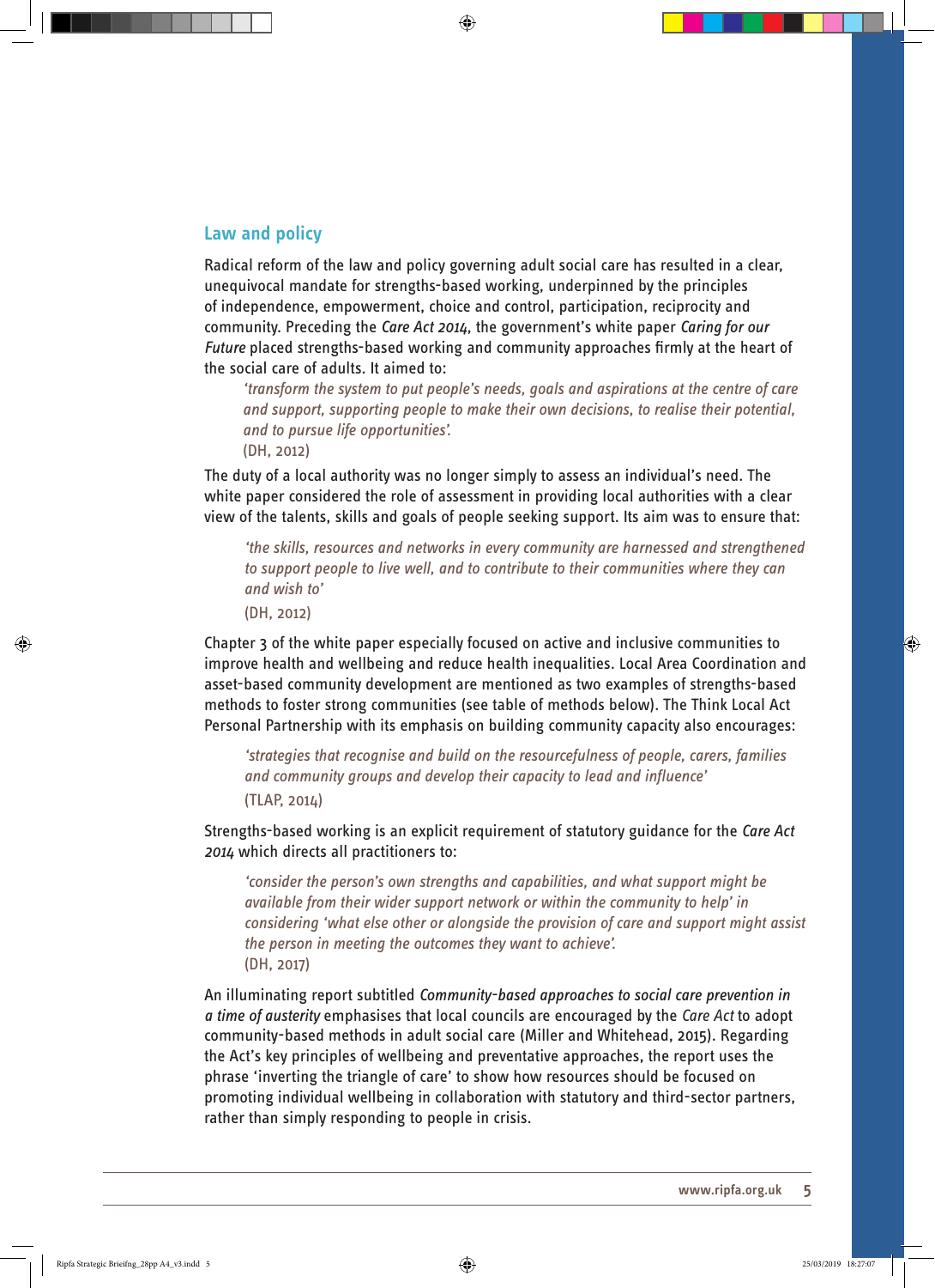## Law and policy

Radical reform of the law and policy governing adult social care has resulted in a clear, unequivocal mandate for strengths-based working, underpinned by the principles of independence, empowerment, choice and control, participation, reciprocity and community. Preceding the *Care Act 2014*, the government's white paper *Caring for our Future* placed strengths-based working and community approaches firmly at the heart of the social care of adults. It aimed to:

> *'transform the system to put people's needs, goals and aspirations at the centre of care and support, supporting people to make their own decisions, to realise their potential, and to pursue life opportunities'.*
> (DH, 2012)

The duty of a local authority was no longer simply to assess an individual's need. The white paper considered the role of assessment in providing local authorities with a clear view of the talents, skills and goals of people seeking support. Its aim was to ensure that:

> *'the skills, resources and networks in every community are harnessed and strengthened to support people to live well, and to contribute to their communities where they can and wish to'*
> (DH, 2012)

Chapter 3 of the white paper especially focused on active and inclusive communities to improve health and wellbeing and reduce health inequalities. Local Area Coordination and asset-based community development are mentioned as two examples of strengths-based methods to foster strong communities (see table of methods below). The Think Local Act Personal Partnership with its emphasis on building community capacity also encourages:

> *'strategies that recognise and build on the resourcefulness of people, carers, families and community groups and develop their capacity to lead and influence'*
> (TLAP, 2014)

Strengths-based working is an explicit requirement of statutory guidance for the *Care Act 2014* which directs all practitioners to:

> *'consider the person's own strengths and capabilities, and what support might be available from their wider support network or within the community to help' in considering 'what else other or alongside the provision of care and support might assist the person in meeting the outcomes they want to achieve'.*
> (DH, 2017)

An illuminating report subtitled *Community-based approaches to social care prevention in a time of austerity* emphasises that local councils are encouraged by the *Care Act* to adopt community-based methods in adult social care (Miller and Whitehead, 2015). Regarding the Act's key principles of wellbeing and preventative approaches, the report uses the phrase 'inverting the triangle of care' to show how resources should be focused on promoting individual wellbeing in collaboration with statutory and third-sector partners, rather than simply responding to people in crisis.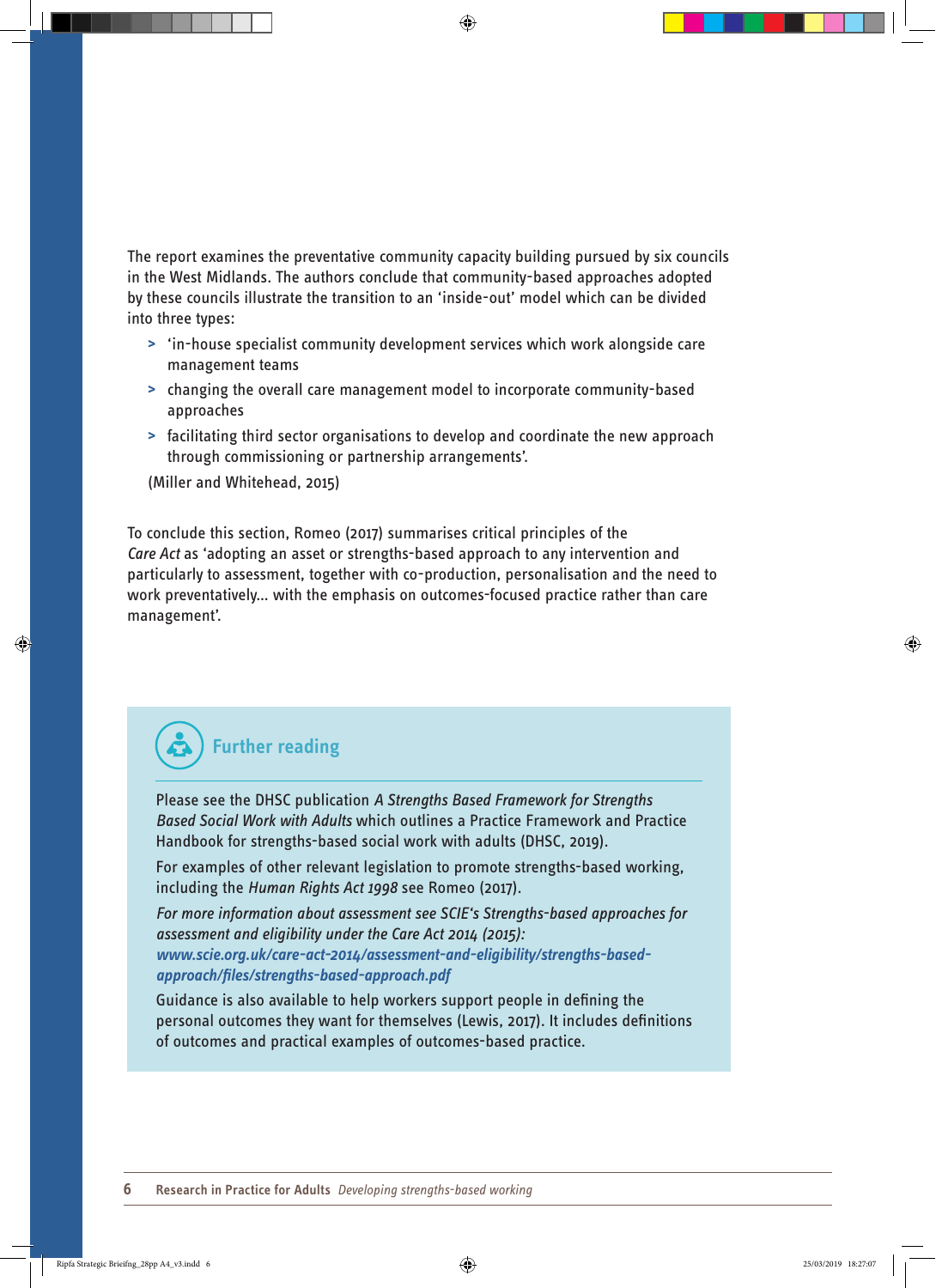The report examines the preventative community capacity building pursued by six councils in the West Midlands. The authors conclude that community-based approaches adopted by these councils illustrate the transition to an 'inside-out' model which can be divided into three types:

> 'in-house specialist community development services which work alongside care management teams
>
> changing the overall care management model to incorporate community-based approaches
>
> facilitating third sector organisations to develop and coordinate the new approach through commissioning or partnership arrangements'.
>
> (Miller and Whitehead, 2015)

To conclude this section, Romeo (2017) summarises critical principles of the *Care Act* as 'adopting an asset or strengths-based approach to any intervention and particularly to assessment, together with co-production, personalisation and the need to work preventatively... with the emphasis on outcomes-focused practice rather than care management'.

## Further reading

Please see the DHSC publication *A Strengths Based Framework for Strengths Based Social Work with Adults* which outlines a Practice Framework and Practice Handbook for strengths-based social work with adults (DHSC, 2019).

For examples of other relevant legislation to promote strengths-based working, including the *Human Rights Act 1998* see Romeo (2017).

*For more information about assessment see SCIE's Strengths-based approaches for assessment and eligibility under the Care Act 2014 (2015):* ***www.scie.org.uk/care-act-2014/assessment-and-eligibility/strengths-based-approach/files/strengths-based-approach.pdf***

Guidance is also available to help workers support people in defining the personal outcomes they want for themselves (Lewis, 2017). It includes definitions of outcomes and practical examples of outcomes-based practice.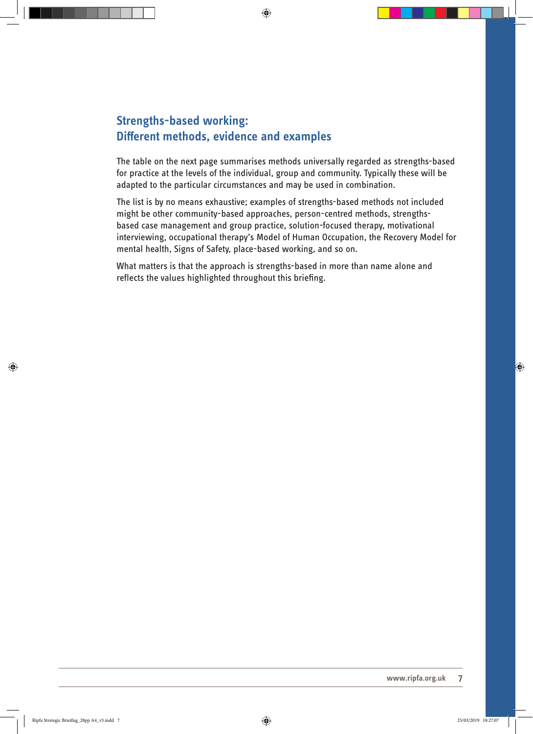## Strengths-based working: Different methods, evidence and examples

The table on the next page summarises methods universally regarded as strengths-based for practice at the levels of the individual, group and community. Typically these will be adapted to the particular circumstances and may be used in combination.

The list is by no means exhaustive; examples of strengths-based methods not included might be other community-based approaches, person-centred methods, strengths-based case management and group practice, solution-focused therapy, motivational interviewing, occupational therapy's Model of Human Occupation, the Recovery Model for mental health, Signs of Safety, place-based working, and so on.

What matters is that the approach is strengths-based in more than name alone and reflects the values highlighted throughout this briefing.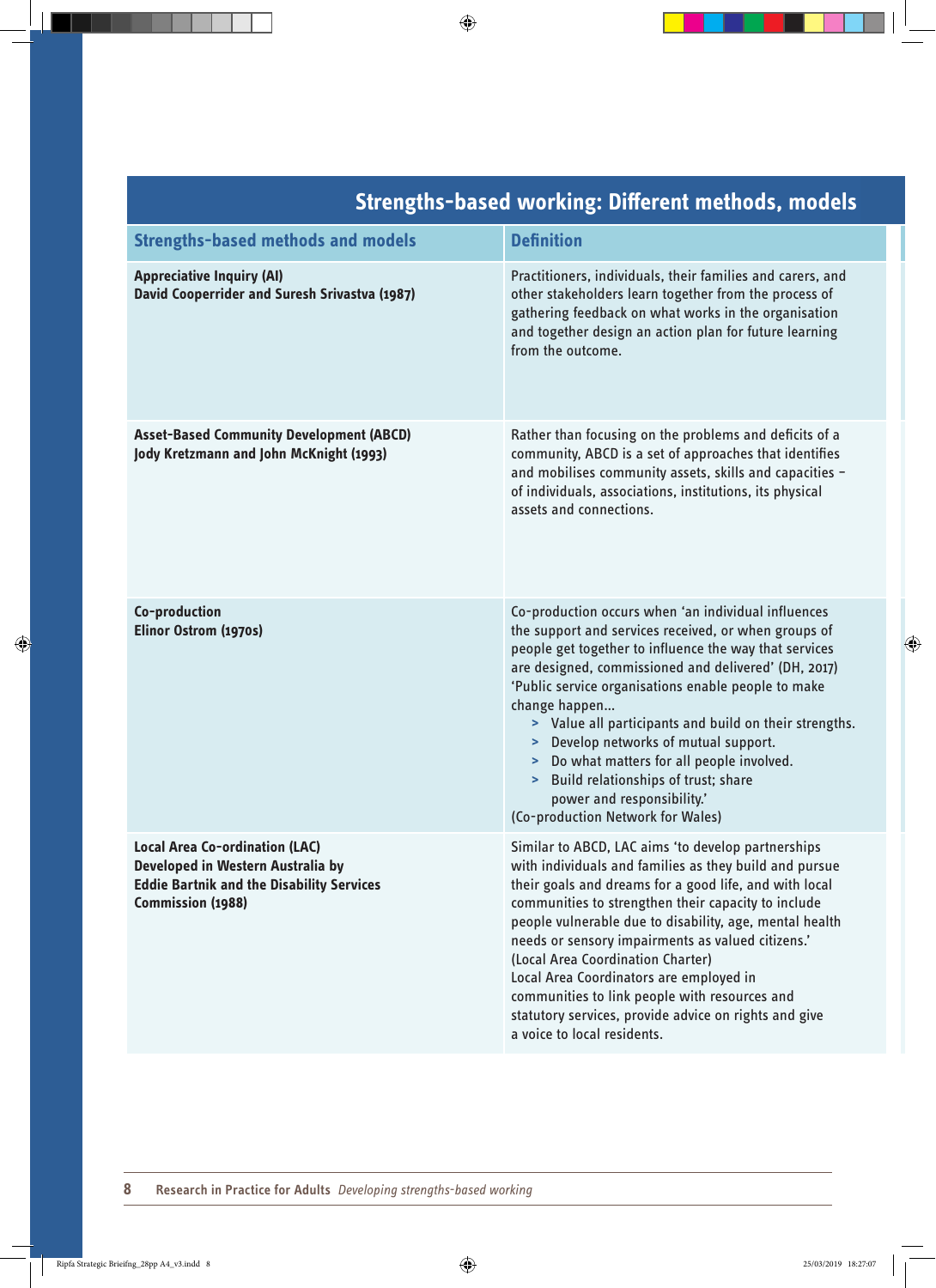## Strengths-based working: Different methods, models

| Strengths-based methods and models | Definition |
|---|---|
| **Appreciative Inquiry (AI)**<br>**David Cooperrider and Suresh Srivastva (1987)** | Practitioners, individuals, their families and carers, and other stakeholders learn together from the process of gathering feedback on what works in the organisation and together design an action plan for future learning from the outcome. |
| **Asset-Based Community Development (ABCD)**<br>**Jody Kretzmann and John McKnight (1993)** | Rather than focusing on the problems and deficits of a community, ABCD is a set of approaches that identifies and mobilises community assets, skills and capacities – of individuals, associations, institutions, its physical assets and connections. |
| **Co-production**<br>**Elinor Ostrom (1970s)** | Co-production occurs when 'an individual influences the support and services received, or when groups of people get together to influence the way that services are designed, commissioned and delivered' (DH, 2017)<br>'Public service organisations enable people to make change happen...<br>> Value all participants and build on their strengths.<br>> Develop networks of mutual support.<br>> Do what matters for all people involved.<br>> Build relationships of trust; share power and responsibility.'<br>(Co-production Network for Wales) |
| **Local Area Co-ordination (LAC)**<br>**Developed in Western Australia by Eddie Bartnik and the Disability Services Commission (1988)** | Similar to ABCD, LAC aims 'to develop partnerships with individuals and families as they build and pursue their goals and dreams for a good life, and with local communities to strengthen their capacity to include people vulnerable due to disability, age, mental health needs or sensory impairments as valued citizens.' (Local Area Coordination Charter)<br>Local Area Coordinators are employed in communities to link people with resources and statutory services, provide advice on rights and give a voice to local residents. |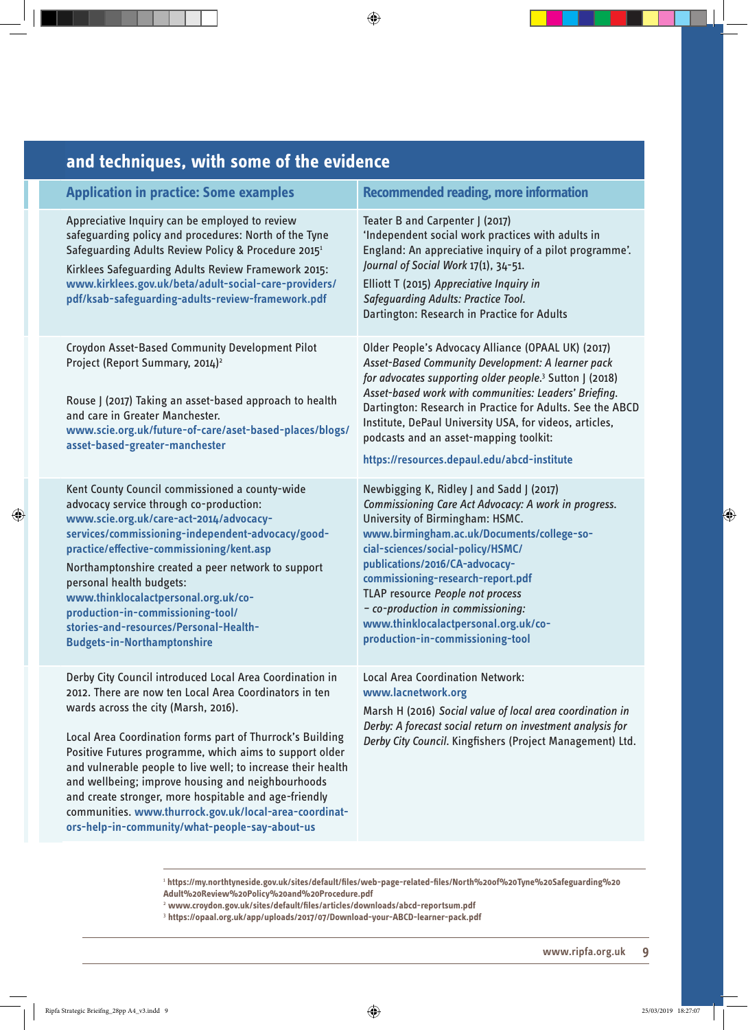## and techniques, with some of the evidence

| Application in practice: Some examples | Recommended reading, more information |
|---|---|
| Appreciative Inquiry can be employed to review safeguarding policy and procedures: North of the Tyne Safeguarding Adults Review Policy & Procedure 2015[1]<br><br>Kirklees Safeguarding Adults Review Framework 2015: **www.kirklees.gov.uk/beta/adult-social-care-providers/pdf/ksab-safeguarding-adults-review-framework.pdf** | Teater B and Carpenter J (2017) 'Independent social work practices with adults in England: An appreciative inquiry of a pilot programme'. *Journal of Social Work* 17(1), 34-51.<br><br>Elliott T (2015) *Appreciative Inquiry in Safeguarding Adults: Practice Tool.* Dartington: Research in Practice for Adults |
| Croydon Asset-Based Community Development Pilot Project (Report Summary, 2014)[2]<br><br>Rouse J (2017) Taking an asset-based approach to health and care in Greater Manchester. **www.scie.org.uk/future-of-care/aset-based-places/blogs/asset-based-greater-manchester** | Older People's Advocacy Alliance (OPAAL UK) (2017) *Asset-Based Community Development: A learner pack for advocates supporting older people.*[3] Sutton J (2018) *Asset-based work with communities: Leaders' Briefing.* Dartington: Research in Practice for Adults. See the ABCD Institute, DePaul University USA, for videos, articles, podcasts and an asset-mapping toolkit:<br><br>**https://resources.depaul.edu/abcd-institute** |
| Kent County Council commissioned a county-wide advocacy service through co-production: **www.scie.org.uk/care-act-2014/advocacy-services/commissioning-independent-advocacy/good-practice/effective-commissioning/kent.asp**<br><br>Northamptonshire created a peer network to support personal health budgets: **www.thinklocalactpersonal.org.uk/co-production-in-commissioning-tool/stories-and-resources/Personal-Health-Budgets-in-Northamptonshire** | Newbigging K, Ridley J and Sadd J (2017) *Commissioning Care Act Advocacy: A work in progress.* University of Birmingham: HSMC. **www.birmingham.ac.uk/Documents/college-social-sciences/social-policy/HSMC/publications/2016/CA-advocacy-commissioning-research-report.pdf**<br><br>TLAP resource *People not process – co-production in commissioning:* **www.thinklocalactpersonal.org.uk/co-production-in-commissioning-tool** |
| Derby City Council introduced Local Area Coordination in 2012. There are now ten Local Area Coordinators in ten wards across the city (Marsh, 2016).<br><br>Local Area Coordination forms part of Thurrock's Building Positive Futures programme, which aims to support older and vulnerable people to live well; to increase their health and wellbeing; improve housing and neighbourhoods and create stronger, more hospitable and age-friendly communities. **www.thurrock.gov.uk/local-area-coordinators-help-in-community/what-people-say-about-us** | Local Area Coordination Network: **www.lacnetwork.org**<br><br>Marsh H (2016) *Social value of local area coordination in Derby: A forecast social return on investment analysis for Derby City Council.* Kingfishers (Project Management) Ltd. |

[1] **https://my.northtyneside.gov.uk/sites/default/files/web-page-related-files/North%20of%20Tyne%20Safeguarding%20Adult%20Review%20Policy%20and%20Procedure.pdf**

[2] **www.croydon.gov.uk/sites/default/files/articles/downloads/abcd-reportsum.pdf**

[3] **https://opaal.org.uk/app/uploads/2017/07/Download-your-ABCD-learner-pack.pdf**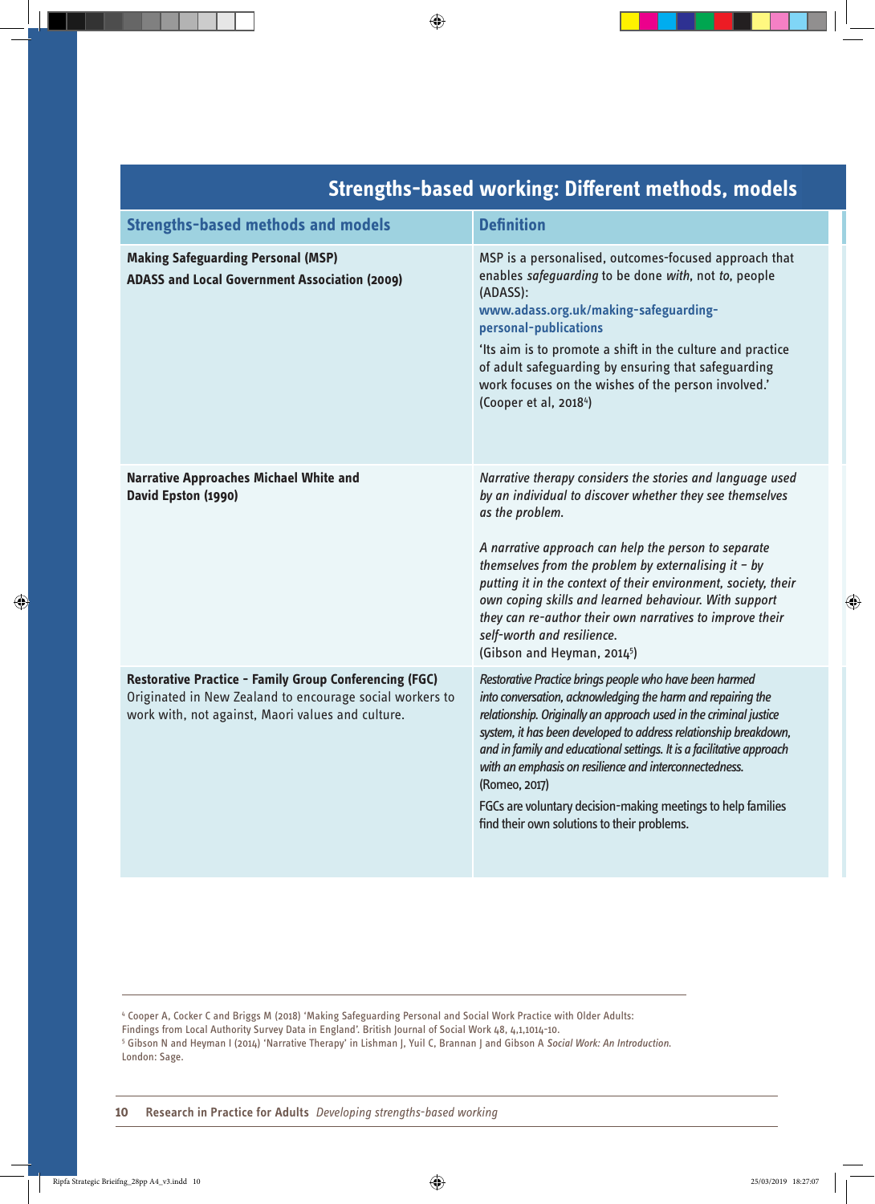## Strengths-based working: Different methods, models

| Strengths-based methods and models | Definition |
| --- | --- |
| **Making Safeguarding Personal (MSP)**<br>**ADASS and Local Government Association (2009)** | MSP is a personalised, outcomes-focused approach that enables *safeguarding* to be done *with*, not *to*, people (ADASS):<br>**www.adass.org.uk/making-safeguarding-personal-publications**<br>'Its aim is to promote a shift in the culture and practice of adult safeguarding by ensuring that safeguarding work focuses on the wishes of the person involved.' (Cooper et al, 2018[4]) |
| **Narrative Approaches Michael White and David Epston (1990)** | *Narrative therapy considers the stories and language used by an individual to discover whether they see themselves as the problem.*<br>*A narrative approach can help the person to separate themselves from the problem by externalising it – by putting it in the context of their environment, society, their own coping skills and learned behaviour. With support they can re-author their own narratives to improve their self-worth and resilience.*<br>(Gibson and Heyman, 2014[5]) |
| **Restorative Practice – Family Group Conferencing (FGC)**<br>Originated in New Zealand to encourage social workers to work with, not against, Maori values and culture. | *Restorative Practice brings people who have been harmed into conversation, acknowledging the harm and repairing the relationship. Originally an approach used in the criminal justice system, it has been developed to address relationship breakdown, and in family and educational settings. It is a facilitative approach with an emphasis on resilience and interconnectedness.*<br>(Romeo, 2017)<br>FGCs are voluntary decision-making meetings to help families find their own solutions to their problems. |

[4] Cooper A, Cocker C and Briggs M (2018) 'Making Safeguarding Personal and Social Work Practice with Older Adults: Findings from Local Authority Survey Data in England'. British Journal of Social Work 48, 4,1,1014-10.
[5] Gibson N and Heyman I (2014) 'Narrative Therapy' in Lishman J, Yuil C, Brannan J and Gibson A *Social Work: An Introduction.* London: Sage.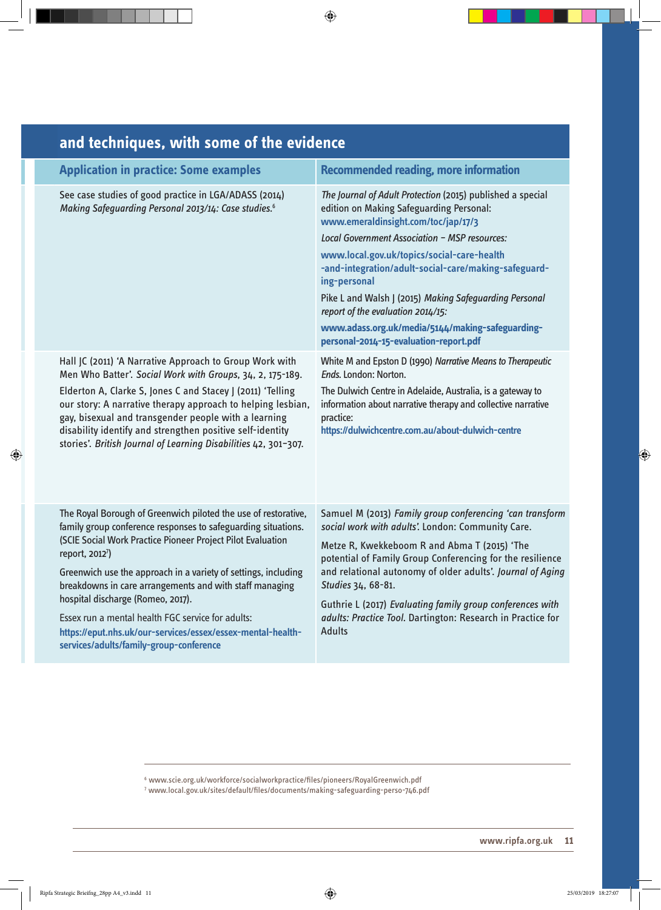## and techniques, with some of the evidence

| Application in practice: Some examples | Recommended reading, more information |
|---|---|
| See case studies of good practice in LGA/ADASS (2014) *Making Safeguarding Personal 2013/14: Case studies.*[6] | *The Journal of Adult Protection* (2015) published a special edition on Making Safeguarding Personal: www.emeraldinsight.com/toc/jap/17/3 <br> *Local Government Association – MSP resources:* <br> www.local.gov.uk/topics/social-care-health-and-integration/adult-social-care/making-safeguarding-personal <br> Pike L and Walsh J (2015) *Making Safeguarding Personal report of the evaluation 2014/15:* <br> www.adass.org.uk/media/5144/making-safeguarding-personal-2014-15-evaluation-report.pdf |
| Hall JC (2011) 'A Narrative Approach to Group Work with Men Who Batter'. *Social Work with Groups*, 34, 2, 175-189. <br> Elderton A, Clarke S, Jones C and Stacey J (2011) 'Telling our story: A narrative therapy approach to helping lesbian, gay, bisexual and transgender people with a learning disability identify and strengthen positive self-identity stories'. *British Journal of Learning Disabilities* 42, 301–307. | White M and Epston D (1990) *Narrative Means to Therapeutic Ends.* London: Norton. <br> The Dulwich Centre in Adelaide, Australia, is a gateway to information about narrative therapy and collective narrative practice: <br> https://dulwichcentre.com.au/about-dulwich-centre |
| The Royal Borough of Greenwich piloted the use of restorative, family group conference responses to safeguarding situations. (SCIE Social Work Practice Pioneer Project Pilot Evaluation report, 2012[7]) <br> Greenwich use the approach in a variety of settings, including breakdowns in care arrangements and with staff managing hospital discharge (Romeo, 2017). <br> Essex run a mental health FGC service for adults: <br> https://eput.nhs.uk/our-services/essex/essex-mental-health-services/adults/family-group-conference | Samuel M (2013) *Family group conferencing 'can transform social work with adults'.* London: Community Care. <br> Metze R, Kwekkeboom R and Abma T (2015) 'The potential of Family Group Conferencing for the resilience and relational autonomy of older adults'. *Journal of Aging Studies* 34, 68-81. <br> Guthrie L (2017) *Evaluating family group conferences with adults: Practice Tool.* Dartington: Research in Practice for Adults |

[6] www.scie.org.uk/workforce/socialworkpractice/files/pioneers/RoyalGreenwich.pdf
[7] www.local.gov.uk/sites/default/files/documents/making-safeguarding-perso-746.pdf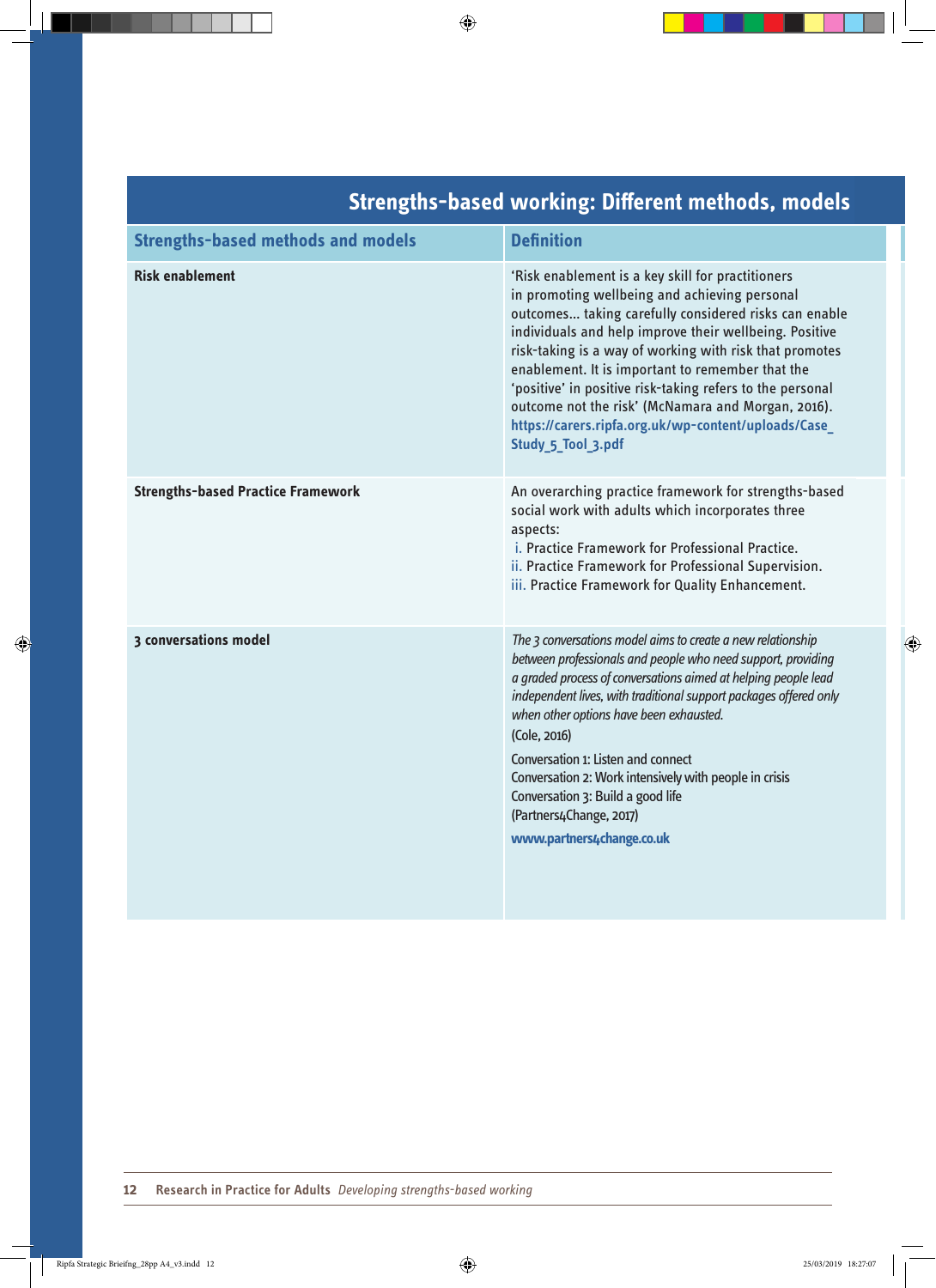## Strengths-based working: Different methods, models

| Strengths-based methods and models | Definition |
|---|---|
| **Risk enablement** | 'Risk enablement is a key skill for practitioners in promoting wellbeing and achieving personal outcomes... taking carefully considered risks can enable individuals and help improve their wellbeing. Positive risk-taking is a way of working with risk that promotes enablement. It is important to remember that the 'positive' in positive risk-taking refers to the personal outcome not the risk' (McNamara and Morgan, 2016). https://carers.ripfa.org.uk/wp-content/uploads/Case_Study_5_Tool_3.pdf |
| **Strengths-based Practice Framework** | An overarching practice framework for strengths-based social work with adults which incorporates three aspects:<br>i. Practice Framework for Professional Practice.<br>ii. Practice Framework for Professional Supervision.<br>iii. Practice Framework for Quality Enhancement. |
| **3 conversations model** | *The 3 conversations model aims to create a new relationship between professionals and people who need support, providing a graded process of conversations aimed at helping people lead independent lives, with traditional support packages offered only when other options have been exhausted.*<br>(Cole, 2016)<br>Conversation 1: Listen and connect<br>Conversation 2: Work intensively with people in crisis<br>Conversation 3: Build a good life<br>(Partners4Change, 2017)<br>www.partners4change.co.uk |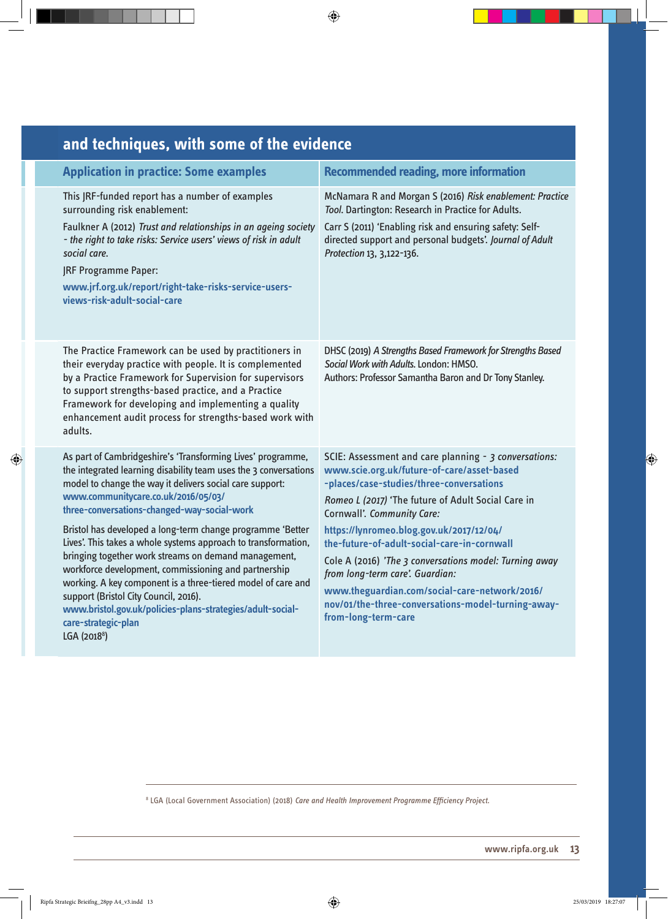## and techniques, with some of the evidence

| Application in practice: Some examples | Recommended reading, more information |
|---|---|
| This JRF-funded report has a number of examples surrounding risk enablement: Faulkner A (2012) *Trust and relationships in an ageing society - the right to take risks: Service users' views of risk in adult social care.* JRF Programme Paper: www.jrf.org.uk/report/right-take-risks-service-users-views-risk-adult-social-care | McNamara R and Morgan S (2016) *Risk enablement: Practice Tool.* Dartington: Research in Practice for Adults. Carr S (2011) 'Enabling risk and ensuring safety: Self-directed support and personal budgets'. *Journal of Adult Protection* 13, 3,122-136. |
| The Practice Framework can be used by practitioners in their everyday practice with people. It is complemented by a Practice Framework for Supervision for supervisors to support strengths-based practice, and a Practice Framework for developing and implementing a quality enhancement audit process for strengths-based work with adults. | DHSC (2019) *A Strengths Based Framework for Strengths Based Social Work with Adults.* London: HMSO. Authors: Professor Samantha Baron and Dr Tony Stanley. |
| As part of Cambridgeshire's 'Transforming Lives' programme, the integrated learning disability team uses the 3 conversations model to change the way it delivers social care support: www.communitycare.co.uk/2016/05/03/three-conversations-changed-way-social-work Bristol has developed a long-term change programme 'Better Lives'. This takes a whole systems approach to transformation, bringing together work streams on demand management, workforce development, commissioning and partnership working. A key component is a three-tiered model of care and support (Bristol City Council, 2016). www.bristol.gov.uk/policies-plans-strategies/adult-social-care-strategic-plan LGA (2018[8]) | SCIE: Assessment and care planning - *3 conversations:* www.scie.org.uk/future-of-care/asset-based-places/case-studies/three-conversations *Romeo L (2017)* 'The future of Adult Social Care in Cornwall'. *Community Care:* https://lynromeo.blog.gov.uk/2017/12/04/the-future-of-adult-social-care-in-cornwall Cole A (2016) *'The 3 conversations model: Turning away from long-term care'. Guardian:* www.theguardian.com/social-care-network/2016/nov/01/the-three-conversations-model-turning-away-from-long-term-care |

[8] LGA (Local Government Association) (2018) *Care and Health Improvement Programme Efficiency Project.*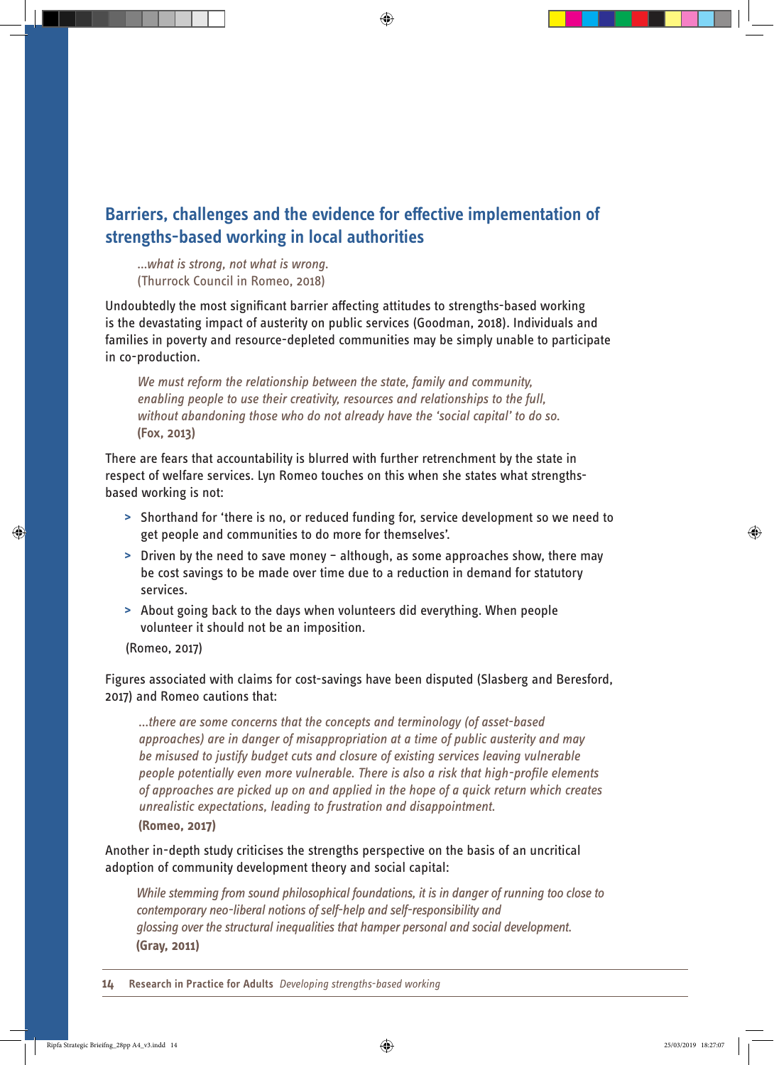## Barriers, challenges and the evidence for effective implementation of strengths-based working in local authorities

> *...what is strong, not what is wrong.*
> (Thurrock Council in Romeo, 2018)

Undoubtedly the most significant barrier affecting attitudes to strengths-based working is the devastating impact of austerity on public services (Goodman, 2018). Individuals and families in poverty and resource-depleted communities may be simply unable to participate in co-production.

> *We must reform the relationship between the state, family and community, enabling people to use their creativity, resources and relationships to the full, without abandoning those who do not already have the 'social capital' to do so.*
> **(Fox, 2013)**

There are fears that accountability is blurred with further retrenchment by the state in respect of welfare services. Lyn Romeo touches on this when she states what strengths-based working is not:

- Shorthand for 'there is no, or reduced funding for, service development so we need to get people and communities to do more for themselves'.
- Driven by the need to save money – although, as some approaches show, there may be cost savings to be made over time due to a reduction in demand for statutory services.
- About going back to the days when volunteers did everything. When people volunteer it should not be an imposition.

(Romeo, 2017)

Figures associated with claims for cost-savings have been disputed (Slasberg and Beresford, 2017) and Romeo cautions that:

> *...there are some concerns that the concepts and terminology (of asset-based approaches) are in danger of misappropriation at a time of public austerity and may be misused to justify budget cuts and closure of existing services leaving vulnerable people potentially even more vulnerable. There is also a risk that high-profile elements of approaches are picked up on and applied in the hope of a quick return which creates unrealistic expectations, leading to frustration and disappointment.*
> **(Romeo, 2017)**

Another in-depth study criticises the strengths perspective on the basis of an uncritical adoption of community development theory and social capital:

> *While stemming from sound philosophical foundations, it is in danger of running too close to contemporary neo-liberal notions of self-help and self-responsibility and glossing over the structural inequalities that hamper personal and social development.*
> **(Gray, 2011)**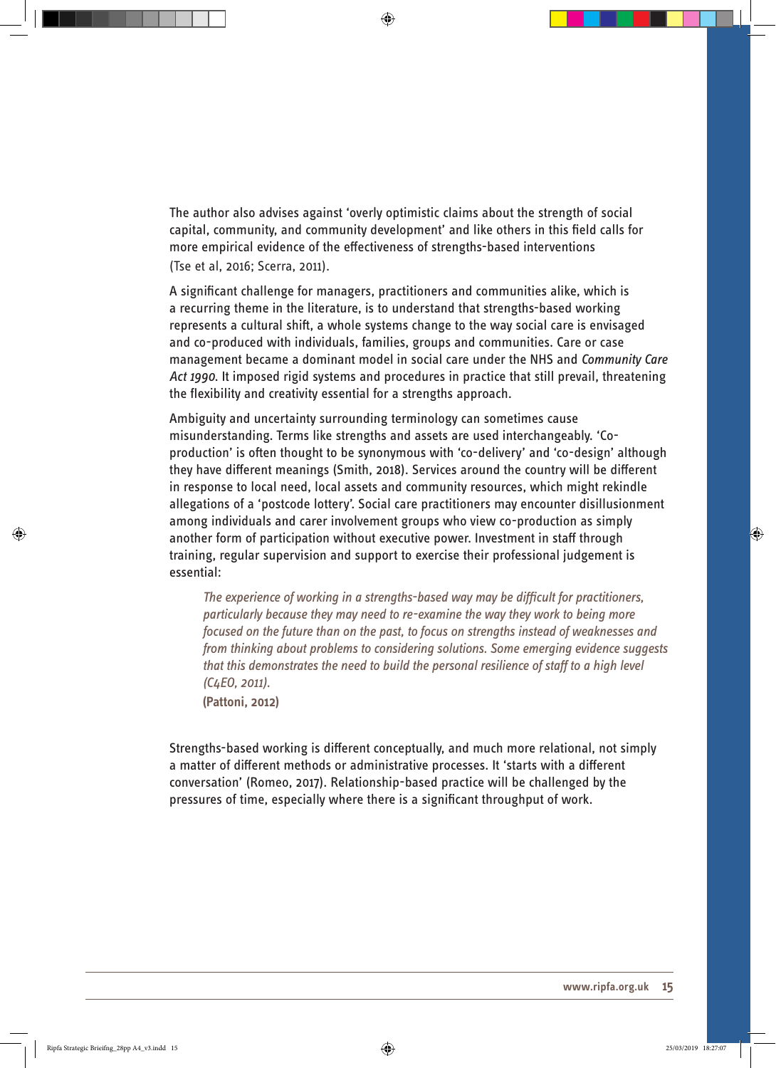The author also advises against 'overly optimistic claims about the strength of social capital, community, and community development' and like others in this field calls for more empirical evidence of the effectiveness of strengths-based interventions (Tse et al, 2016; Scerra, 2011).

A significant challenge for managers, practitioners and communities alike, which is a recurring theme in the literature, is to understand that strengths-based working represents a cultural shift, a whole systems change to the way social care is envisaged and co-produced with individuals, families, groups and communities. Care or case management became a dominant model in social care under the NHS and *Community Care Act 1990*. It imposed rigid systems and procedures in practice that still prevail, threatening the flexibility and creativity essential for a strengths approach.

Ambiguity and uncertainty surrounding terminology can sometimes cause misunderstanding. Terms like strengths and assets are used interchangeably. 'Co-production' is often thought to be synonymous with 'co-delivery' and 'co-design' although they have different meanings (Smith, 2018). Services around the country will be different in response to local need, local assets and community resources, which might rekindle allegations of a 'postcode lottery'. Social care practitioners may encounter disillusionment among individuals and carer involvement groups who view co-production as simply another form of participation without executive power. Investment in staff through training, regular supervision and support to exercise their professional judgement is essential:

> *The experience of working in a strengths-based way may be difficult for practitioners, particularly because they may need to re-examine the way they work to being more focused on the future than on the past, to focus on strengths instead of weaknesses and from thinking about problems to considering solutions. Some emerging evidence suggests that this demonstrates the need to build the personal resilience of staff to a high level (C4EO, 2011).*
>
> **(Pattoni, 2012)**

Strengths-based working is different conceptually, and much more relational, not simply a matter of different methods or administrative processes. It 'starts with a different conversation' (Romeo, 2017). Relationship-based practice will be challenged by the pressures of time, especially where there is a significant throughput of work.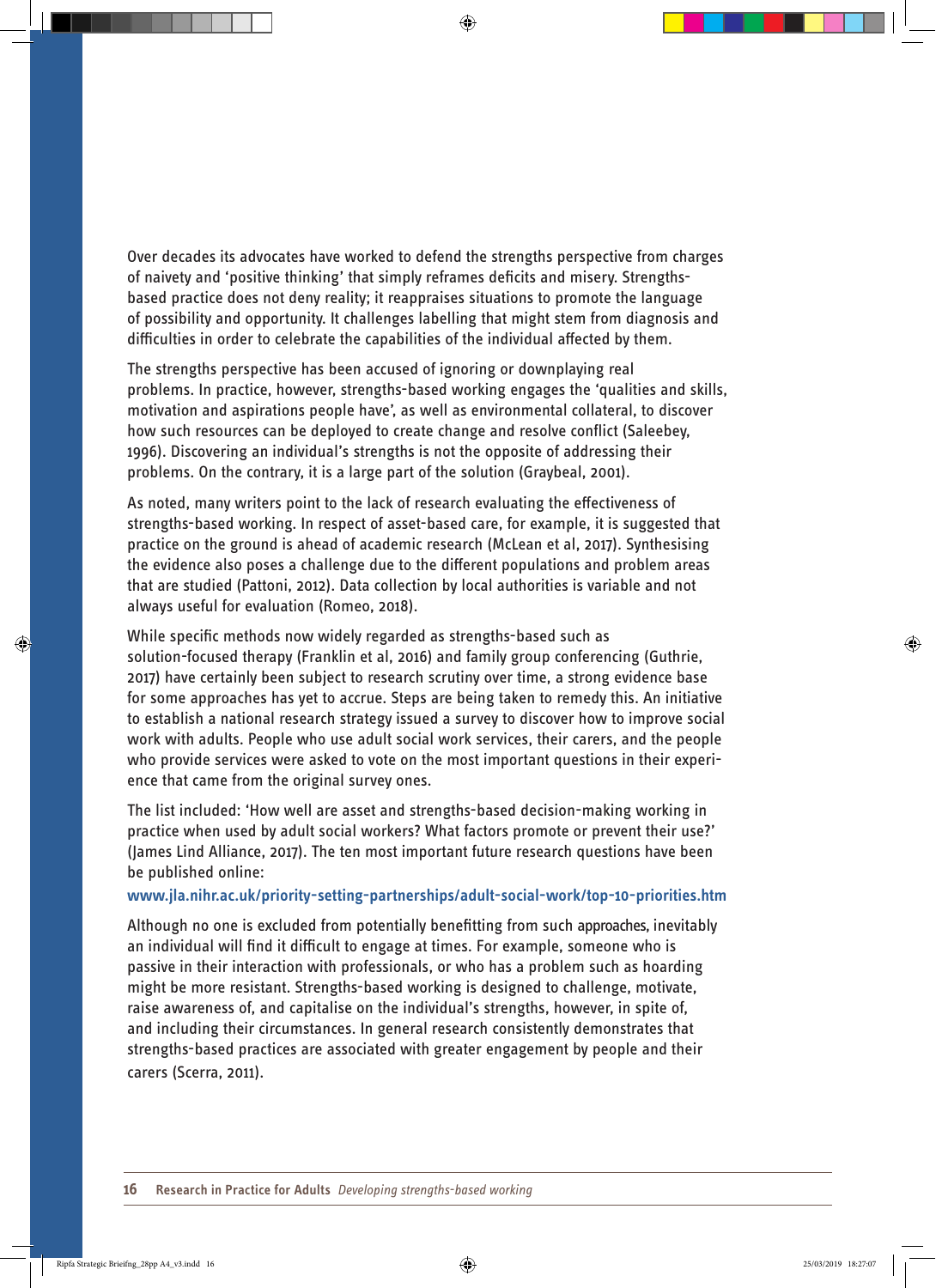Over decades its advocates have worked to defend the strengths perspective from charges of naivety and 'positive thinking' that simply reframes deficits and misery. Strengths-based practice does not deny reality; it reappraises situations to promote the language of possibility and opportunity. It challenges labelling that might stem from diagnosis and difficulties in order to celebrate the capabilities of the individual affected by them.

The strengths perspective has been accused of ignoring or downplaying real problems. In practice, however, strengths-based working engages the 'qualities and skills, motivation and aspirations people have', as well as environmental collateral, to discover how such resources can be deployed to create change and resolve conflict (Saleebey, 1996). Discovering an individual's strengths is not the opposite of addressing their problems. On the contrary, it is a large part of the solution (Graybeal, 2001).

As noted, many writers point to the lack of research evaluating the effectiveness of strengths-based working. In respect of asset-based care, for example, it is suggested that practice on the ground is ahead of academic research (McLean et al, 2017). Synthesising the evidence also poses a challenge due to the different populations and problem areas that are studied (Pattoni, 2012). Data collection by local authorities is variable and not always useful for evaluation (Romeo, 2018).

While specific methods now widely regarded as strengths-based such as solution-focused therapy (Franklin et al, 2016) and family group conferencing (Guthrie, 2017) have certainly been subject to research scrutiny over time, a strong evidence base for some approaches has yet to accrue. Steps are being taken to remedy this. An initiative to establish a national research strategy issued a survey to discover how to improve social work with adults. People who use adult social work services, their carers, and the people who provide services were asked to vote on the most important questions in their experience that came from the original survey ones.

The list included: 'How well are asset and strengths-based decision-making working in practice when used by adult social workers? What factors promote or prevent their use?' (James Lind Alliance, 2017). The ten most important future research questions have been be published online:

**www.jla.nihr.ac.uk/priority-setting-partnerships/adult-social-work/top-10-priorities.htm**

Although no one is excluded from potentially benefitting from such approaches, inevitably an individual will find it difficult to engage at times. For example, someone who is passive in their interaction with professionals, or who has a problem such as hoarding might be more resistant. Strengths-based working is designed to challenge, motivate, raise awareness of, and capitalise on the individual's strengths, however, in spite of, and including their circumstances. In general research consistently demonstrates that strengths-based practices are associated with greater engagement by people and their carers (Scerra, 2011).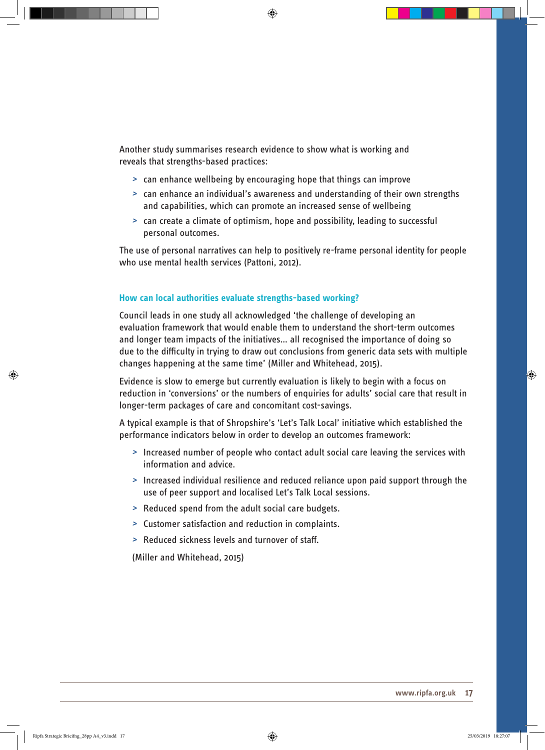Another study summarises research evidence to show what is working and reveals that strengths-based practices:

- can enhance wellbeing by encouraging hope that things can improve
- can enhance an individual's awareness and understanding of their own strengths and capabilities, which can promote an increased sense of wellbeing
- can create a climate of optimism, hope and possibility, leading to successful personal outcomes.

The use of personal narratives can help to positively re-frame personal identity for people who use mental health services (Pattoni, 2012).

### How can local authorities evaluate strengths-based working?

Council leads in one study all acknowledged 'the challenge of developing an evaluation framework that would enable them to understand the short-term outcomes and longer team impacts of the initiatives… all recognised the importance of doing so due to the difficulty in trying to draw out conclusions from generic data sets with multiple changes happening at the same time' (Miller and Whitehead, 2015).

Evidence is slow to emerge but currently evaluation is likely to begin with a focus on reduction in 'conversions' or the numbers of enquiries for adults' social care that result in longer-term packages of care and concomitant cost-savings.

A typical example is that of Shropshire's 'Let's Talk Local' initiative which established the performance indicators below in order to develop an outcomes framework:

- Increased number of people who contact adult social care leaving the services with information and advice.
- Increased individual resilience and reduced reliance upon paid support through the use of peer support and localised Let's Talk Local sessions.
- Reduced spend from the adult social care budgets.
- Customer satisfaction and reduction in complaints.
- Reduced sickness levels and turnover of staff.

(Miller and Whitehead, 2015)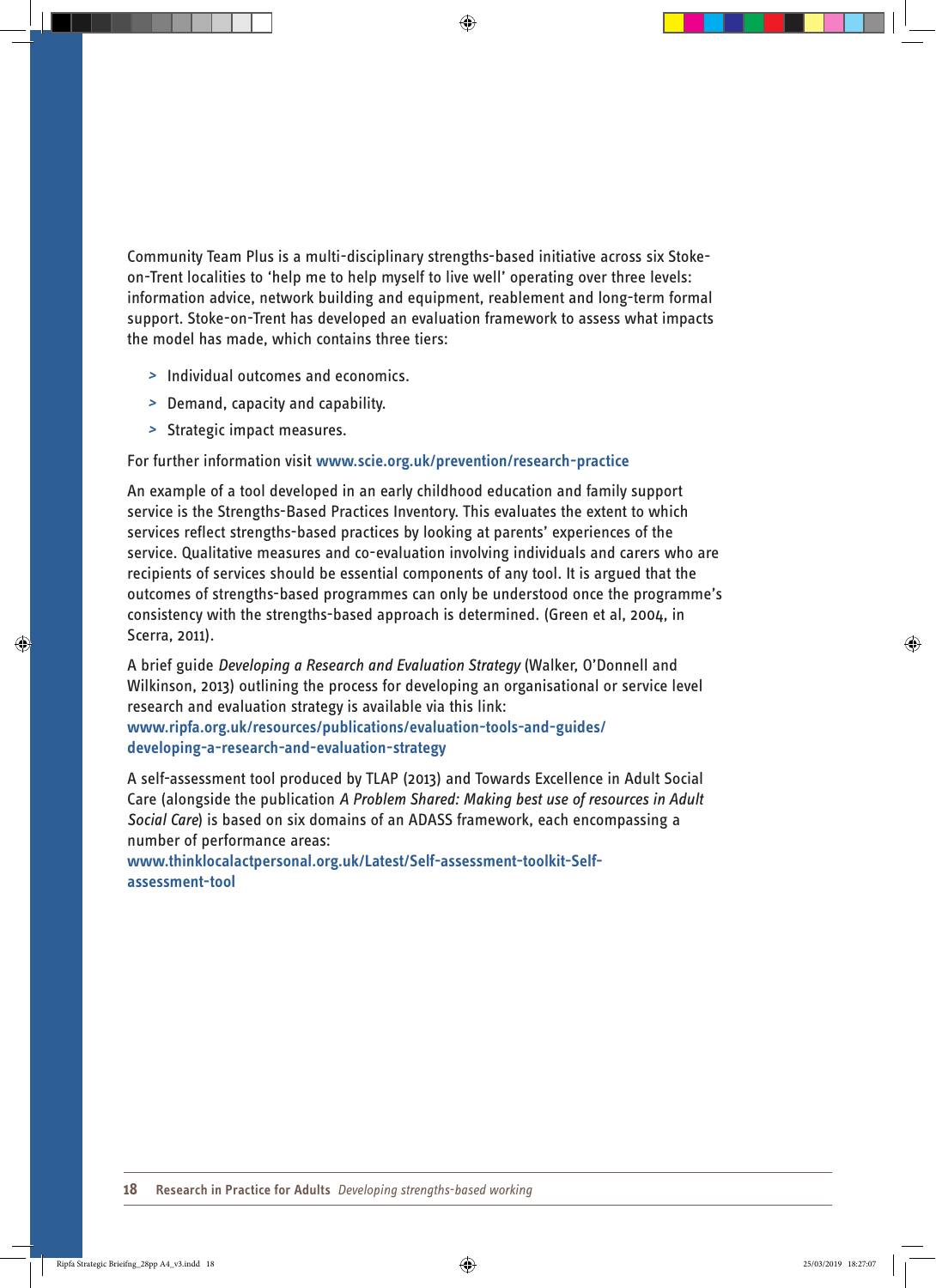Community Team Plus is a multi-disciplinary strengths-based initiative across six Stoke-on-Trent localities to 'help me to help myself to live well' operating over three levels: information advice, network building and equipment, reablement and long-term formal support. Stoke-on-Trent has developed an evaluation framework to assess what impacts the model has made, which contains three tiers:

- Individual outcomes and economics.
- Demand, capacity and capability.
- Strategic impact measures.

For further information visit **www.scie.org.uk/prevention/research-practice**

An example of a tool developed in an early childhood education and family support service is the Strengths-Based Practices Inventory. This evaluates the extent to which services reflect strengths-based practices by looking at parents' experiences of the service. Qualitative measures and co-evaluation involving individuals and carers who are recipients of services should be essential components of any tool. It is argued that the outcomes of strengths-based programmes can only be understood once the programme's consistency with the strengths-based approach is determined. (Green et al, 2004, in Scerra, 2011).

A brief guide *Developing a Research and Evaluation Strategy* (Walker, O'Donnell and Wilkinson, 2013) outlining the process for developing an organisational or service level research and evaluation strategy is available via this link: **www.ripfa.org.uk/resources/publications/evaluation-tools-and-guides/developing-a-research-and-evaluation-strategy**

A self-assessment tool produced by TLAP (2013) and Towards Excellence in Adult Social Care (alongside the publication *A Problem Shared: Making best use of resources in Adult Social Care*) is based on six domains of an ADASS framework, each encompassing a number of performance areas: **www.thinklocalactpersonal.org.uk/Latest/Self-assessment-toolkit-Self-assessment-tool**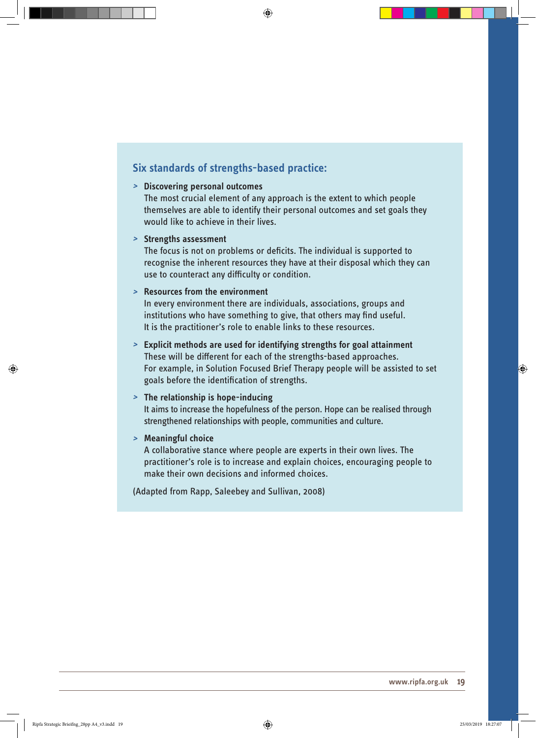## Six standards of strengths-based practice:

- **Discovering personal outcomes**
  The most crucial element of any approach is the extent to which people themselves are able to identify their personal outcomes and set goals they would like to achieve in their lives.

- **Strengths assessment**
  The focus is not on problems or deficits. The individual is supported to recognise the inherent resources they have at their disposal which they can use to counteract any difficulty or condition.

- **Resources from the environment**
  In every environment there are individuals, associations, groups and institutions who have something to give, that others may find useful. It is the practitioner's role to enable links to these resources.

- **Explicit methods are used for identifying strengths for goal attainment**
  These will be different for each of the strengths-based approaches. For example, in Solution Focused Brief Therapy people will be assisted to set goals before the identification of strengths.

- **The relationship is hope-inducing**
  It aims to increase the hopefulness of the person. Hope can be realised through strengthened relationships with people, communities and culture.

- **Meaningful choice**
  A collaborative stance where people are experts in their own lives. The practitioner's role is to increase and explain choices, encouraging people to make their own decisions and informed choices.

(Adapted from Rapp, Saleebey and Sullivan, 2008)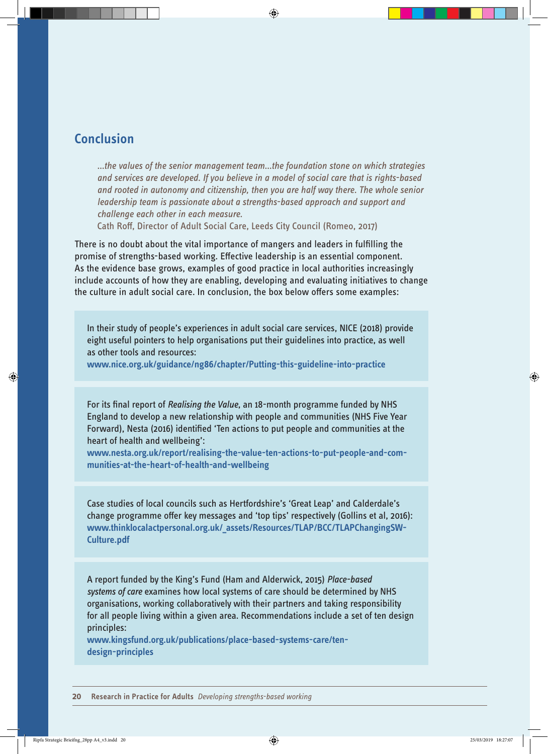## Conclusion

> *...the values of the senior management team...the foundation stone on which strategies and services are developed. If you believe in a model of social care that is rights-based and rooted in autonomy and citizenship, then you are half way there. The whole senior leadership team is passionate about a strengths-based approach and support and challenge each other in each measure.*
>
> Cath Roff, Director of Adult Social Care, Leeds City Council (Romeo, 2017)

There is no doubt about the vital importance of mangers and leaders in fulfilling the promise of strengths-based working. Effective leadership is an essential component. As the evidence base grows, examples of good practice in local authorities increasingly include accounts of how they are enabling, developing and evaluating initiatives to change the culture in adult social care. In conclusion, the box below offers some examples:

In their study of people's experiences in adult social care services, NICE (2018) provide eight useful pointers to help organisations put their guidelines into practice, as well as other tools and resources:
**www.nice.org.uk/guidance/ng86/chapter/Putting-this-guideline-into-practice**

For its final report of *Realising the Value*, an 18-month programme funded by NHS England to develop a new relationship with people and communities (NHS Five Year Forward), Nesta (2016) identified 'Ten actions to put people and communities at the heart of health and wellbeing':
**www.nesta.org.uk/report/realising-the-value-ten-actions-to-put-people-and-communities-at-the-heart-of-health-and-wellbeing**

Case studies of local councils such as Hertfordshire's 'Great Leap' and Calderdale's change programme offer key messages and 'top tips' respectively (Gollins et al, 2016):
**www.thinklocalactpersonal.org.uk/_assets/Resources/TLAP/BCC/TLAPChangingSWCulture.pdf**

A report funded by the King's Fund (Ham and Alderwick, 2015) *Place-based systems of care* examines how local systems of care should be determined by NHS organisations, working collaboratively with their partners and taking responsibility for all people living within a given area. Recommendations include a set of ten design principles:
**www.kingsfund.org.uk/publications/place-based-systems-care/ten-design-principles**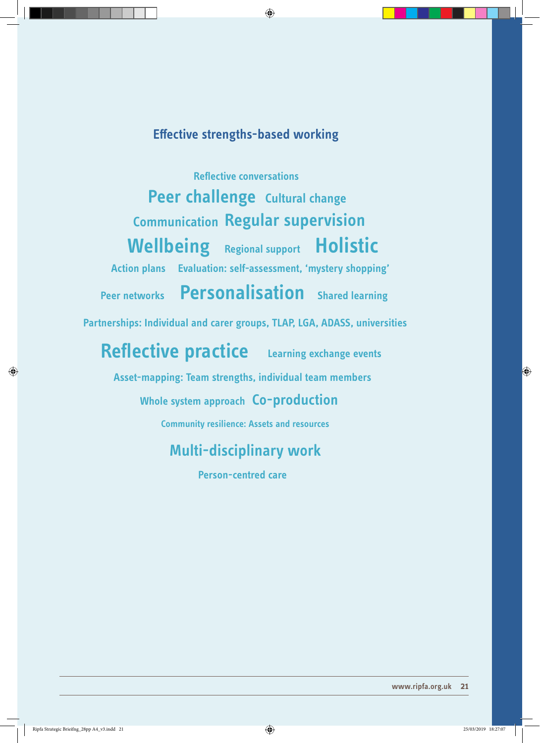## Effective strengths-based working

Reflective conversations

Peer challenge Cultural change

Communication Regular supervision

Wellbeing Regional support Holistic

Action plans Evaluation: self-assessment, 'mystery shopping'

Peer networks Personalisation Shared learning

Partnerships: Individual and carer groups, TLAP, LGA, ADASS, universities

Reflective practice Learning exchange events

Asset-mapping: Team strengths, individual team members

Whole system approach Co-production

Community resilience: Assets and resources

Multi-disciplinary work

Person-centred care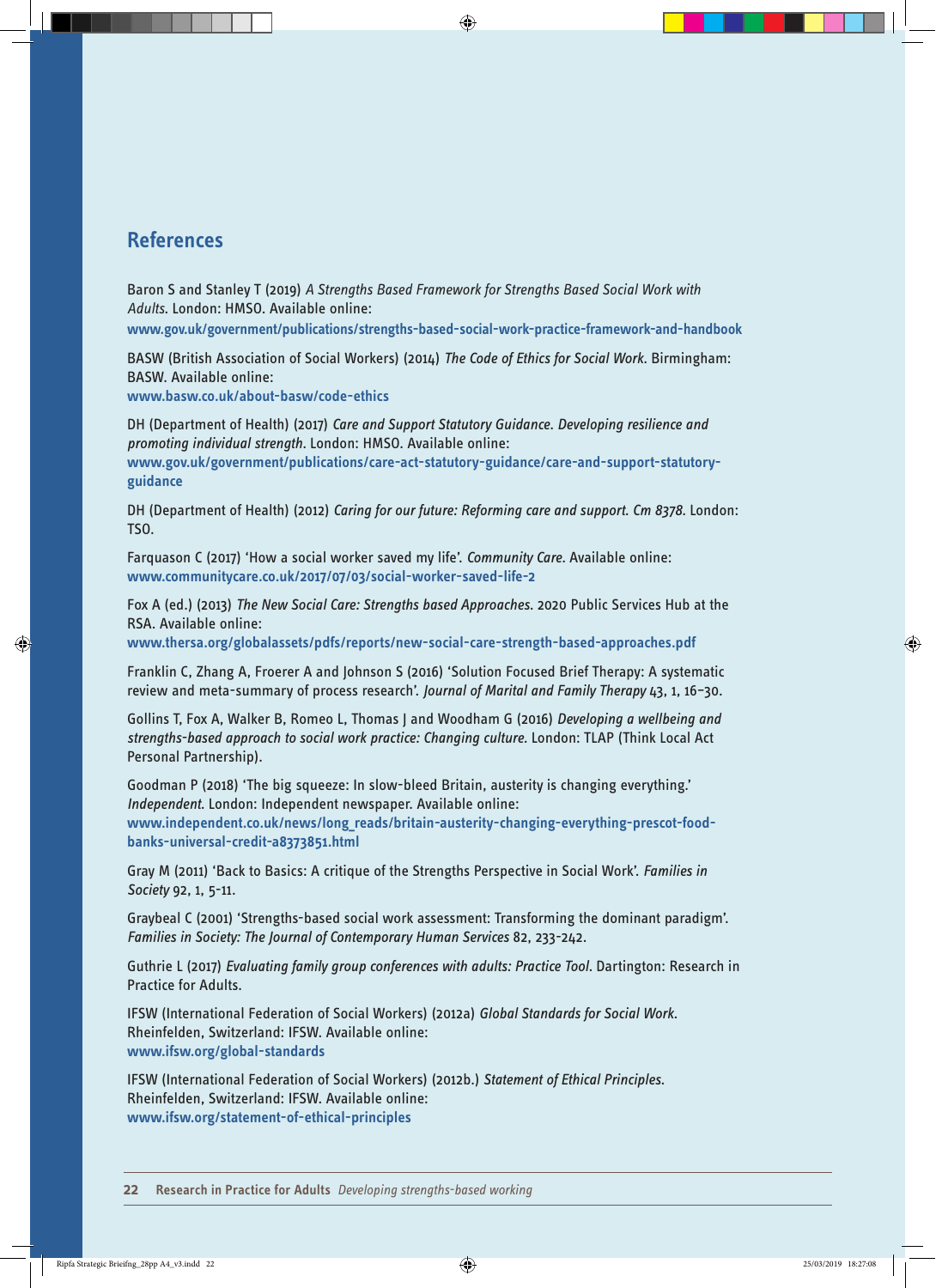## References

Baron S and Stanley T (2019) *A Strengths Based Framework for Strengths Based Social Work with Adults*. London: HMSO. Available online:
**www.gov.uk/government/publications/strengths-based-social-work-practice-framework-and-handbook**

BASW (British Association of Social Workers) (2014) *The Code of Ethics for Social Work*. Birmingham: BASW. Available online:
**www.basw.co.uk/about-basw/code-ethics**

DH (Department of Health) (2017) *Care and Support Statutory Guidance. Developing resilience and promoting individual strength*. London: HMSO. Available online:
**www.gov.uk/government/publications/care-act-statutory-guidance/care-and-support-statutory-guidance**

DH (Department of Health) (2012) *Caring for our future: Reforming care and support. Cm 8378*. London: TSO.

Farquason C (2017) 'How a social worker saved my life'. *Community Care*. Available online:
**www.communitycare.co.uk/2017/07/03/social-worker-saved-life-2**

Fox A (ed.) (2013) *The New Social Care: Strengths based Approaches.* 2020 Public Services Hub at the RSA. Available online:
**www.thersa.org/globalassets/pdfs/reports/new-social-care-strength-based-approaches.pdf**

Franklin C, Zhang A, Froerer A and Johnson S (2016) 'Solution Focused Brief Therapy: A systematic review and meta-summary of process research'. *Journal of Marital and Family Therapy* 43, 1, 16–30.

Gollins T, Fox A, Walker B, Romeo L, Thomas J and Woodham G (2016) *Developing a wellbeing and strengths-based approach to social work practice: Changing culture*. London: TLAP (Think Local Act Personal Partnership).

Goodman P (2018) 'The big squeeze: In slow-bleed Britain, austerity is changing everything.' *Independent*. London: Independent newspaper. Available online:
**www.independent.co.uk/news/long_reads/britain-austerity-changing-everything-prescot-food-banks-universal-credit-a8373851.html**

Gray M (2011) 'Back to Basics: A critique of the Strengths Perspective in Social Work'. *Families in Society* 92, 1, 5-11.

Graybeal C (2001) 'Strengths-based social work assessment: Transforming the dominant paradigm'. *Families in Society: The Journal of Contemporary Human Services* 82, 233-242.

Guthrie L (2017) *Evaluating family group conferences with adults: Practice Tool*. Dartington: Research in Practice for Adults.

IFSW (International Federation of Social Workers) (2012a) *Global Standards for Social Work.* Rheinfelden, Switzerland: IFSW. Available online:
**www.ifsw.org/global-standards**

IFSW (International Federation of Social Workers) (2012b.) *Statement of Ethical Principles.* Rheinfelden, Switzerland: IFSW. Available online:
**www.ifsw.org/statement-of-ethical-principles**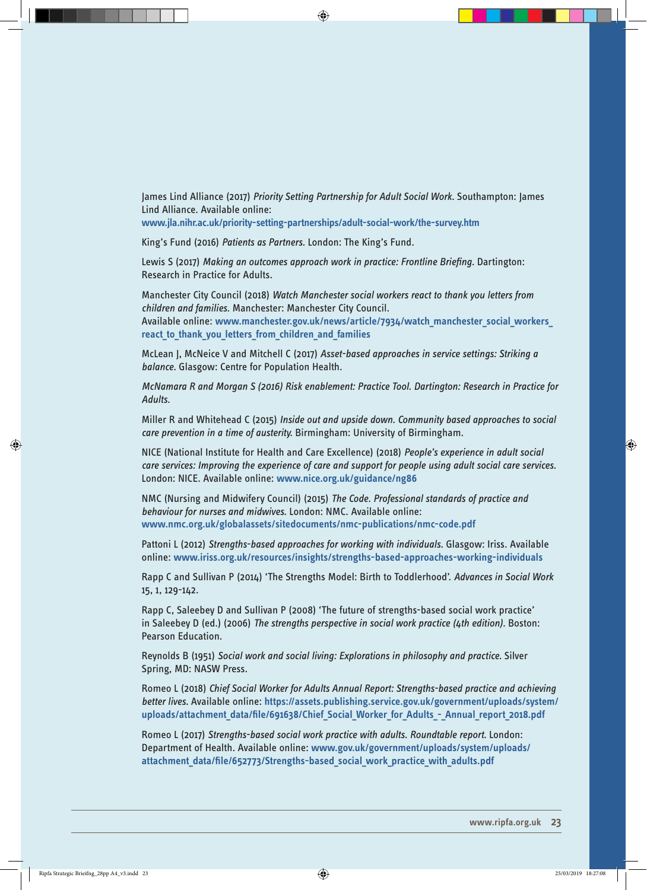James Lind Alliance (2017) *Priority Setting Partnership for Adult Social Work*. Southampton: James Lind Alliance. Available online: **www.jla.nihr.ac.uk/priority-setting-partnerships/adult-social-work/the-survey.htm**

King's Fund (2016) *Patients as Partners*. London: The King's Fund.

Lewis S (2017) *Making an outcomes approach work in practice: Frontline Briefing*. Dartington: Research in Practice for Adults.

Manchester City Council (2018) *Watch Manchester social workers react to thank you letters from children and families*. Manchester: Manchester City Council. Available online: **www.manchester.gov.uk/news/article/7934/watch_manchester_social_workers_react_to_thank_you_letters_from_children_and_families**

McLean J, McNeice V and Mitchell C (2017) *Asset-based approaches in service settings: Striking a balance*. Glasgow: Centre for Population Health.

*McNamara R and Morgan S (2016) Risk enablement: Practice Tool. Dartington: Research in Practice for Adults.*

Miller R and Whitehead C (2015) *Inside out and upside down. Community based approaches to social care prevention in a time of austerity*. Birmingham: University of Birmingham.

NICE (National Institute for Health and Care Excellence) (2018) *People's experience in adult social care services: Improving the experience of care and support for people using adult social care services*. London: NICE. Available online: **www.nice.org.uk/guidance/ng86**

NMC (Nursing and Midwifery Council) (2015) *The Code. Professional standards of practice and behaviour for nurses and midwives*. London: NMC. Available online: **www.nmc.org.uk/globalassets/sitedocuments/nmc-publications/nmc-code.pdf**

Pattoni L (2012) *Strengths-based approaches for working with individuals*. Glasgow: Iriss. Available online: **www.iriss.org.uk/resources/insights/strengths-based-approaches-working-individuals**

Rapp C and Sullivan P (2014) 'The Strengths Model: Birth to Toddlerhood'. *Advances in Social Work* 15, 1, 129-142.

Rapp C, Saleebey D and Sullivan P (2008) 'The future of strengths-based social work practice' in Saleebey D (ed.) (2006) *The strengths perspective in social work practice (4th edition)*. Boston: Pearson Education.

Reynolds B (1951) *Social work and social living: Explorations in philosophy and practice*. Silver Spring, MD: NASW Press.

Romeo L (2018) *Chief Social Worker for Adults Annual Report: Strengths-based practice and achieving better lives*. Available online: **https://assets.publishing.service.gov.uk/government/uploads/system/uploads/attachment_data/file/691638/Chief_Social_Worker_for_Adults_-_Annual_report_2018.pdf**

Romeo L (2017) *Strengths-based social work practice with adults. Roundtable report*. London: Department of Health. Available online: **www.gov.uk/government/uploads/system/uploads/attachment_data/file/652773/Strengths-based_social_work_practice_with_adults.pdf**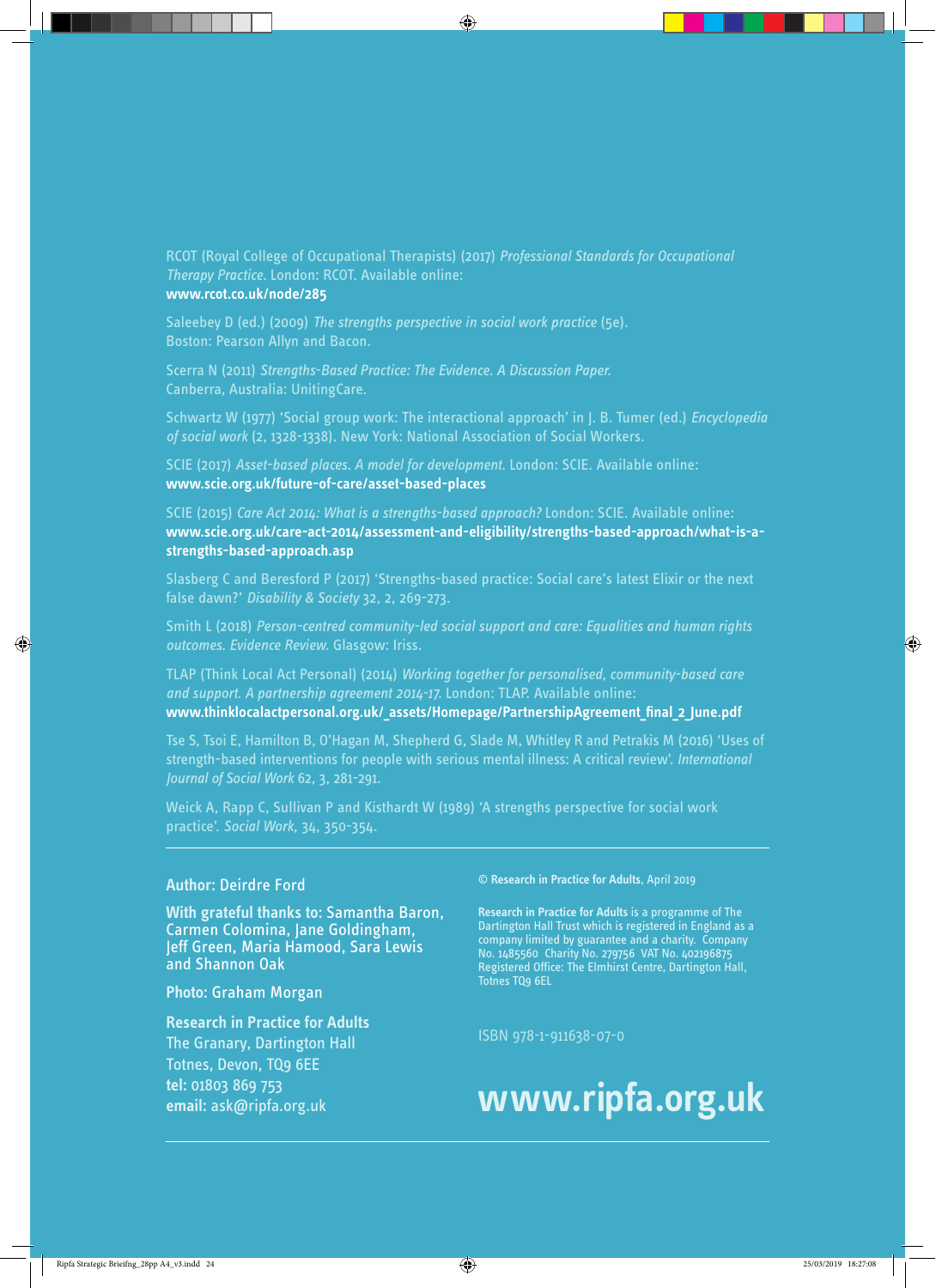RCOT (Royal College of Occupational Therapists) (2017) *Professional Standards for Occupational Therapy Practice.* London: RCOT. Available online: **www.rcot.co.uk/node/285**

Saleebey D (ed.) (2009) *The strengths perspective in social work practice* (5e). Boston: Pearson Allyn and Bacon.

Scerra N (2011) *Strengths-Based Practice: The Evidence. A Discussion Paper.* Canberra, Australia: UnitingCare.

Schwartz W (1977) 'Social group work: The interactional approach' in J. B. Tumer (ed.) *Encyclopedia of social work* (2, 1328-1338). New York: National Association of Social Workers.

SCIE (2017) *Asset-based places. A model for development.* London: SCIE. Available online: **www.scie.org.uk/future-of-care/asset-based-places**

SCIE (2015) *Care Act 2014: What is a strengths-based approach?* London: SCIE. Available online: **www.scie.org.uk/care-act-2014/assessment-and-eligibility/strengths-based-approach/what-is-a-strengths-based-approach.asp**

Slasberg C and Beresford P (2017) 'Strengths-based practice: Social care's latest Elixir or the next false dawn?' *Disability & Society* 32, 2, 269-273.

Smith L (2018) *Person-centred community-led social support and care: Equalities and human rights outcomes. Evidence Review.* Glasgow: Iriss.

TLAP (Think Local Act Personal) (2014) *Working together for personalised, community-based care and support. A partnership agreement 2014-17.* London: TLAP. Available online: **www.thinklocalactpersonal.org.uk/_assets/Homepage/PartnershipAgreement_final_2_June.pdf**

Tse S, Tsoi E, Hamilton B, O'Hagan M, Shepherd G, Slade M, Whitley R and Petrakis M (2016) 'Uses of strength-based interventions for people with serious mental illness: A critical review'. *International Journal of Social Work* 62, 3, 281-291.

Weick A, Rapp C, Sullivan P and Kisthardt W (1989) 'A strengths perspective for social work practice'. *Social Work*, 34, 350-354.

---

**Author:** Deirdre Ford

**With grateful thanks to:** Samantha Baron, Carmen Colomina, Jane Goldingham, Jeff Green, Maria Hamood, Sara Lewis and Shannon Oak

**Photo:** Graham Morgan

**Research in Practice for Adults**
The Granary, Dartington Hall
Totnes, Devon, TQ9 6EE
**tel:** 01803 869 753
**email:** ask@ripfa.org.uk

© **Research in Practice for Adults**, April 2019

**Research in Practice for Adults** is a programme of The Dartington Hall Trust which is registered in England as a company limited by guarantee and a charity. Company No. 1485560 Charity No. 279756 VAT No. 402196875 Registered Office: The Elmhirst Centre, Dartington Hall, Totnes TQ9 6EL

ISBN 978-1-911638-07-0

**www.ripfa.org.uk**